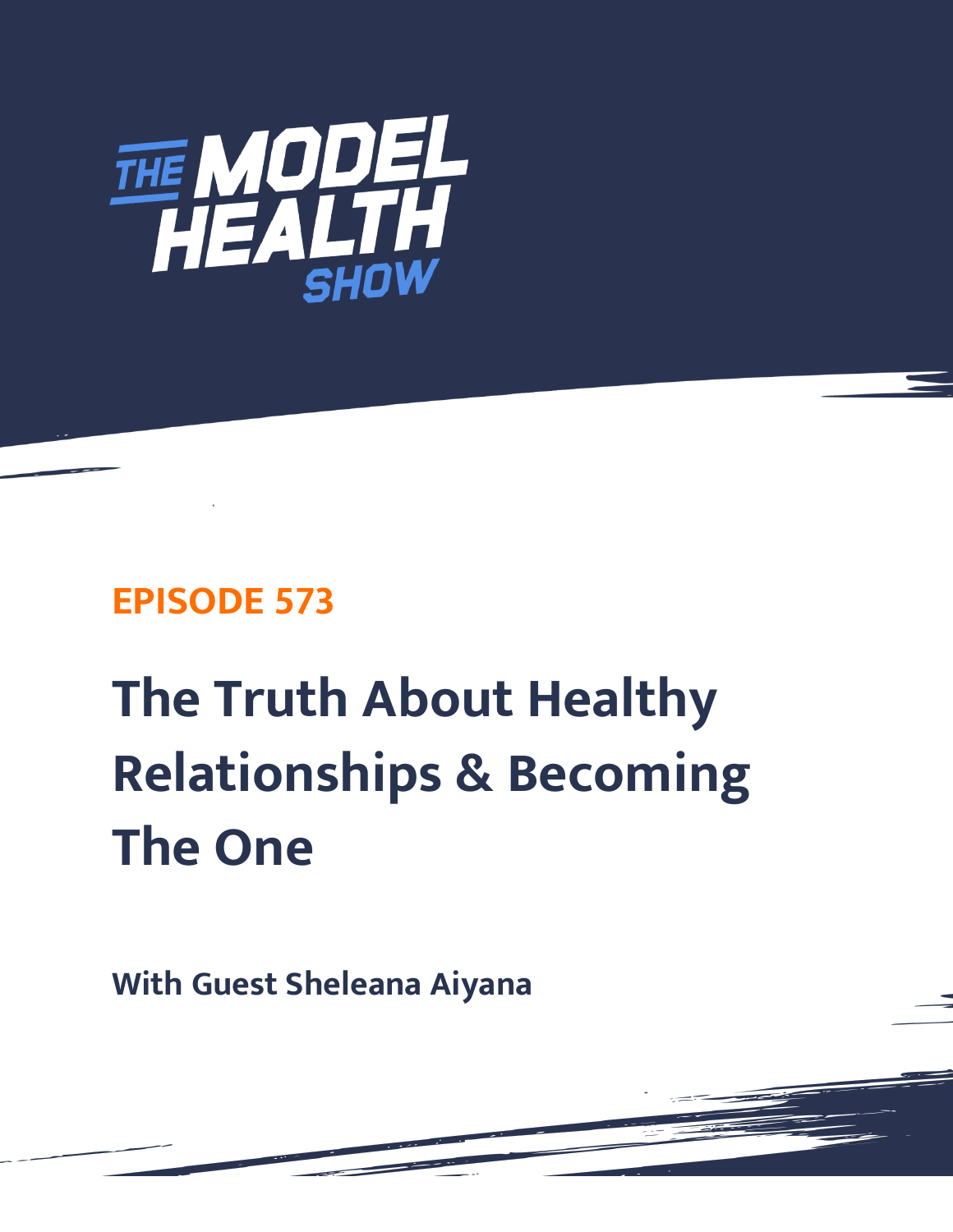THE MODEL HEALTH SHOW

## EPISODE 573

# The Truth About Healthy Relationships & Becoming The One

**With Guest Sheleana Aiyana**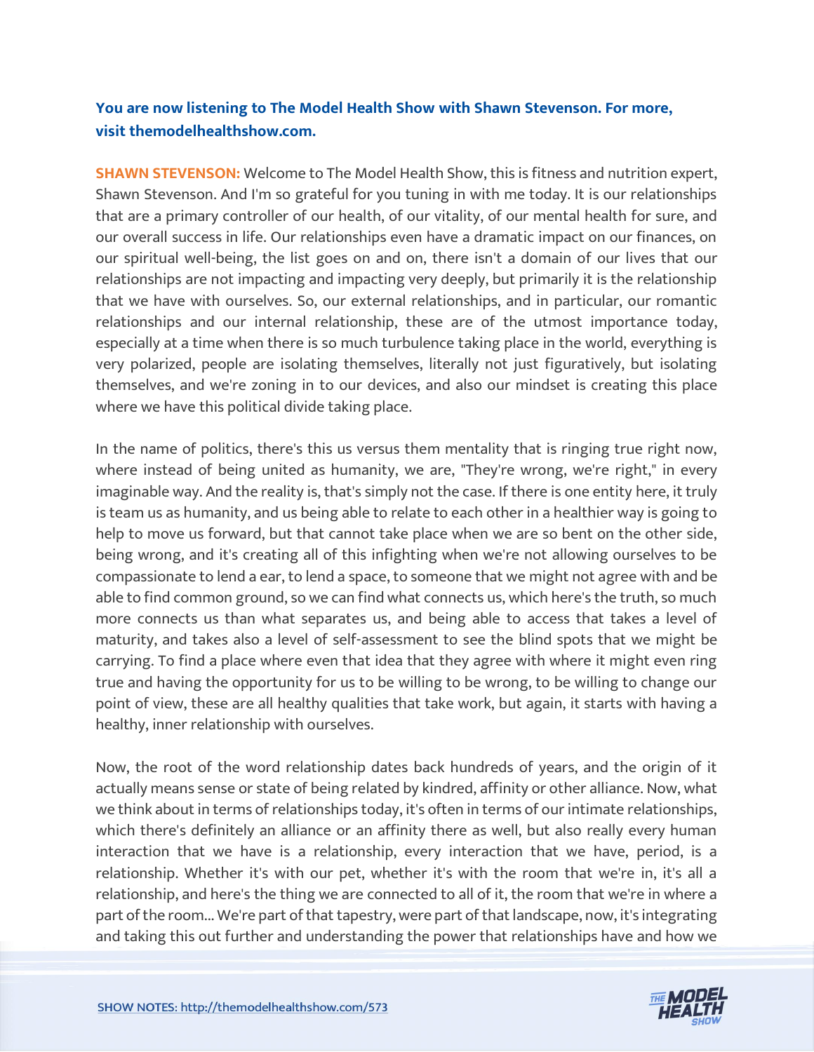**You are now listening to The Model Health Show with Shawn Stevenson. For more, visit themodelhealthshow.com.**

**SHAWN STEVENSON:** Welcome to The Model Health Show, this is fitness and nutrition expert, Shawn Stevenson. And I'm so grateful for you tuning in with me today. It is our relationships that are a primary controller of our health, of our vitality, of our mental health for sure, and our overall success in life. Our relationships even have a dramatic impact on our finances, on our spiritual well-being, the list goes on and on, there isn't a domain of our lives that our relationships are not impacting and impacting very deeply, but primarily it is the relationship that we have with ourselves. So, our external relationships, and in particular, our romantic relationships and our internal relationship, these are of the utmost importance today, especially at a time when there is so much turbulence taking place in the world, everything is very polarized, people are isolating themselves, literally not just figuratively, but isolating themselves, and we're zoning in to our devices, and also our mindset is creating this place where we have this political divide taking place.

In the name of politics, there's this us versus them mentality that is ringing true right now, where instead of being united as humanity, we are, "They're wrong, we're right," in every imaginable way. And the reality is, that's simply not the case. If there is one entity here, it truly is team us as humanity, and us being able to relate to each other in a healthier way is going to help to move us forward, but that cannot take place when we are so bent on the other side, being wrong, and it's creating all of this infighting when we're not allowing ourselves to be compassionate to lend a ear, to lend a space, to someone that we might not agree with and be able to find common ground, so we can find what connects us, which here's the truth, so much more connects us than what separates us, and being able to access that takes a level of maturity, and takes also a level of self-assessment to see the blind spots that we might be carrying. To find a place where even that idea that they agree with where it might even ring true and having the opportunity for us to be willing to be wrong, to be willing to change our point of view, these are all healthy qualities that take work, but again, it starts with having a healthy, inner relationship with ourselves.

Now, the root of the word relationship dates back hundreds of years, and the origin of it actually means sense or state of being related by kindred, affinity or other alliance. Now, what we think about in terms of relationships today, it's often in terms of our intimate relationships, which there's definitely an alliance or an affinity there as well, but also really every human interaction that we have is a relationship, every interaction that we have, period, is a relationship. Whether it's with our pet, whether it's with the room that we're in, it's all a relationship, and here's the thing we are connected to all of it, the room that we're in where a part of the room... We're part of that tapestry, were part of that landscape, now, it's integrating and taking this out further and understanding the power that relationships have and how we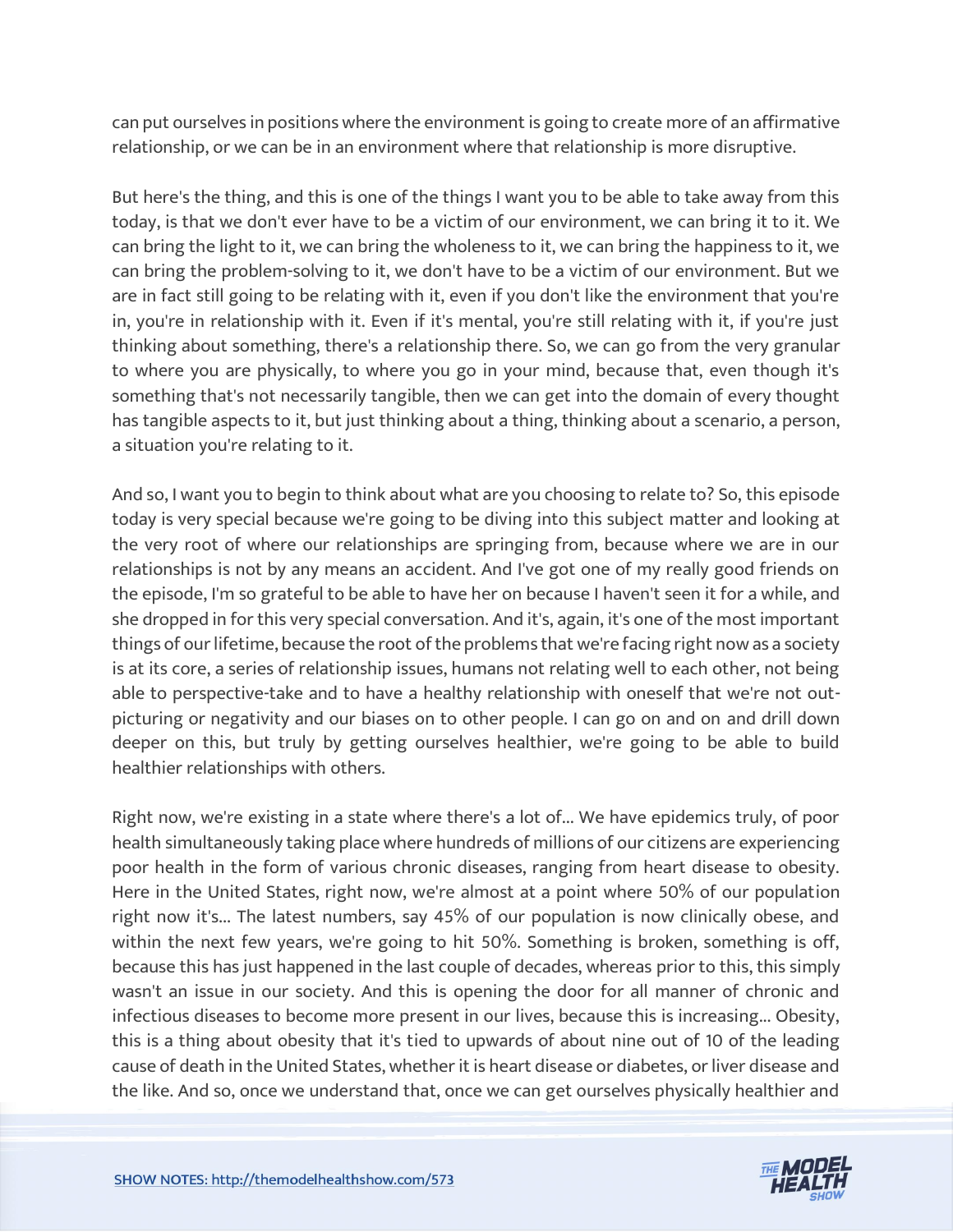can put ourselves in positions where the environment is going to create more of an affirmative relationship, or we can be in an environment where that relationship is more disruptive.

But here's the thing, and this is one of the things I want you to be able to take away from this today, is that we don't ever have to be a victim of our environment, we can bring it to it. We can bring the light to it, we can bring the wholeness to it, we can bring the happiness to it, we can bring the problem-solving to it, we don't have to be a victim of our environment. But we are in fact still going to be relating with it, even if you don't like the environment that you're in, you're in relationship with it. Even if it's mental, you're still relating with it, if you're just thinking about something, there's a relationship there. So, we can go from the very granular to where you are physically, to where you go in your mind, because that, even though it's something that's not necessarily tangible, then we can get into the domain of every thought has tangible aspects to it, but just thinking about a thing, thinking about a scenario, a person, a situation you're relating to it.

And so, I want you to begin to think about what are you choosing to relate to? So, this episode today is very special because we're going to be diving into this subject matter and looking at the very root of where our relationships are springing from, because where we are in our relationships is not by any means an accident. And I've got one of my really good friends on the episode, I'm so grateful to be able to have her on because I haven't seen it for a while, and she dropped in for this very special conversation. And it's, again, it's one of the most important things of our lifetime, because the root of the problems that we're facing right now as a society is at its core, a series of relationship issues, humans not relating well to each other, not being able to perspective-take and to have a healthy relationship with oneself that we're not out-picturing or negativity and our biases on to other people. I can go on and on and drill down deeper on this, but truly by getting ourselves healthier, we're going to be able to build healthier relationships with others.

Right now, we're existing in a state where there's a lot of... We have epidemics truly, of poor health simultaneously taking place where hundreds of millions of our citizens are experiencing poor health in the form of various chronic diseases, ranging from heart disease to obesity. Here in the United States, right now, we're almost at a point where 50% of our population right now it's... The latest numbers, say 45% of our population is now clinically obese, and within the next few years, we're going to hit 50%. Something is broken, something is off, because this has just happened in the last couple of decades, whereas prior to this, this simply wasn't an issue in our society. And this is opening the door for all manner of chronic and infectious diseases to become more present in our lives, because this is increasing... Obesity, this is a thing about obesity that it's tied to upwards of about nine out of 10 of the leading cause of death in the United States, whether it is heart disease or diabetes, or liver disease and the like. And so, once we understand that, once we can get ourselves physically healthier and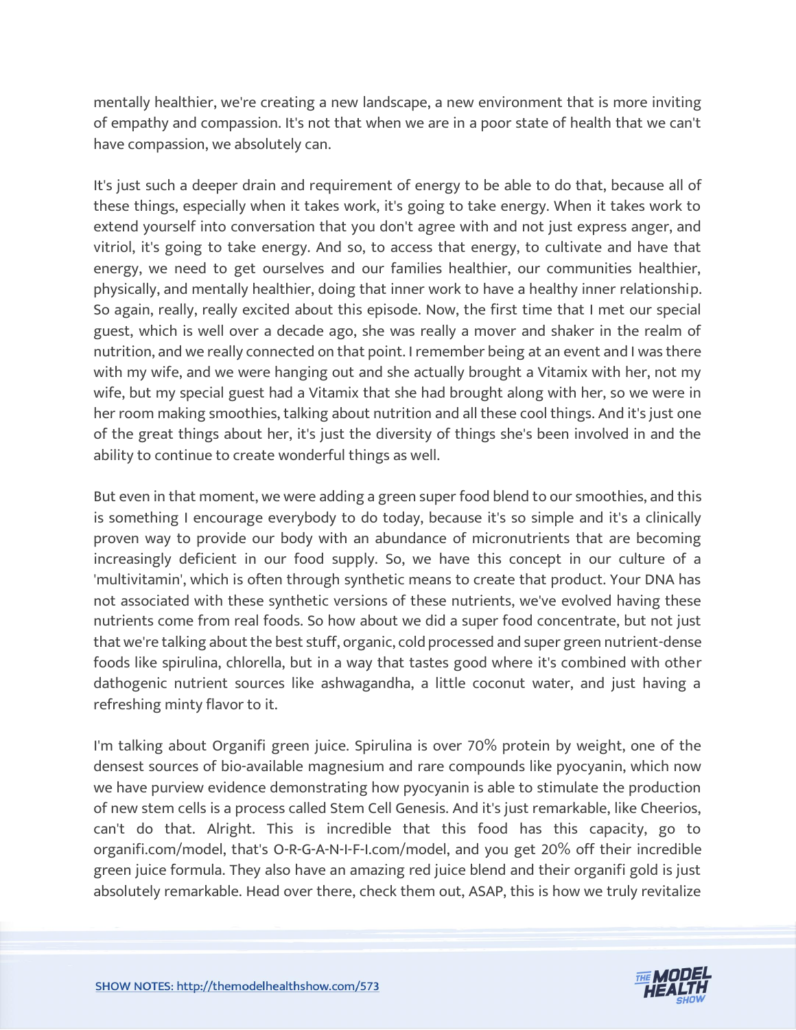mentally healthier, we're creating a new landscape, a new environment that is more inviting of empathy and compassion. It's not that when we are in a poor state of health that we can't have compassion, we absolutely can.

It's just such a deeper drain and requirement of energy to be able to do that, because all of these things, especially when it takes work, it's going to take energy. When it takes work to extend yourself into conversation that you don't agree with and not just express anger, and vitriol, it's going to take energy. And so, to access that energy, to cultivate and have that energy, we need to get ourselves and our families healthier, our communities healthier, physically, and mentally healthier, doing that inner work to have a healthy inner relationship. So again, really, really excited about this episode. Now, the first time that I met our special guest, which is well over a decade ago, she was really a mover and shaker in the realm of nutrition, and we really connected on that point. I remember being at an event and I was there with my wife, and we were hanging out and she actually brought a Vitamix with her, not my wife, but my special guest had a Vitamix that she had brought along with her, so we were in her room making smoothies, talking about nutrition and all these cool things. And it's just one of the great things about her, it's just the diversity of things she's been involved in and the ability to continue to create wonderful things as well.

But even in that moment, we were adding a green super food blend to our smoothies, and this is something I encourage everybody to do today, because it's so simple and it's a clinically proven way to provide our body with an abundance of micronutrients that are becoming increasingly deficient in our food supply. So, we have this concept in our culture of a 'multivitamin', which is often through synthetic means to create that product. Your DNA has not associated with these synthetic versions of these nutrients, we've evolved having these nutrients come from real foods. So how about we did a super food concentrate, but not just that we're talking about the best stuff, organic, cold processed and super green nutrient-dense foods like spirulina, chlorella, but in a way that tastes good where it's combined with other dathogenic nutrient sources like ashwagandha, a little coconut water, and just having a refreshing minty flavor to it.

I'm talking about Organifi green juice. Spirulina is over 70% protein by weight, one of the densest sources of bio-available magnesium and rare compounds like pyocyanin, which now we have purview evidence demonstrating how pyocyanin is able to stimulate the production of new stem cells is a process called Stem Cell Genesis. And it's just remarkable, like Cheerios, can't do that. Alright. This is incredible that this food has this capacity, go to organifi.com/model, that's O-R-G-A-N-I-F-I.com/model, and you get 20% off their incredible green juice formula. They also have an amazing red juice blend and their organifi gold is just absolutely remarkable. Head over there, check them out, ASAP, this is how we truly revitalize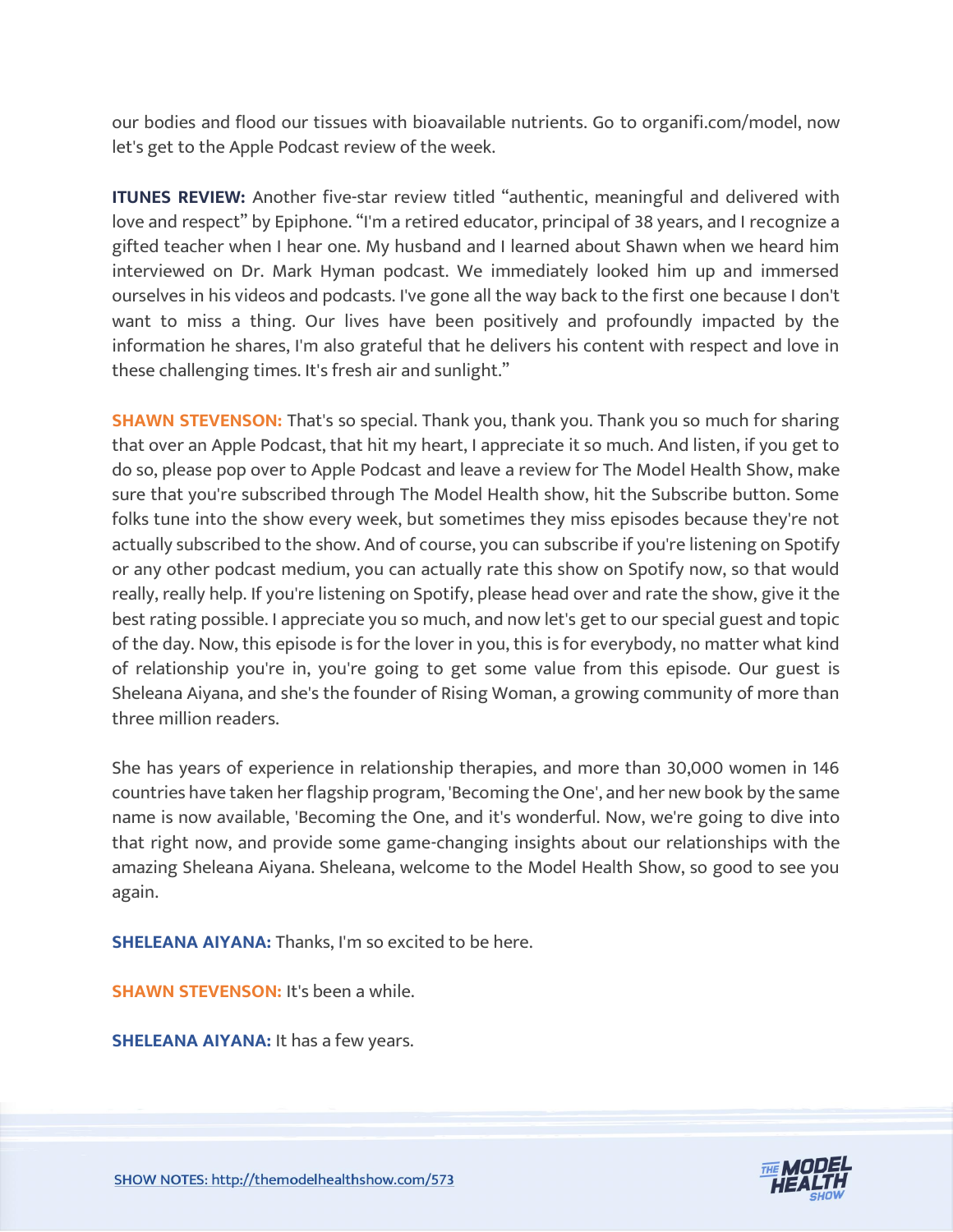our bodies and flood our tissues with bioavailable nutrients. Go to organifi.com/model, now let's get to the Apple Podcast review of the week.

**ITUNES REVIEW:** Another five-star review titled “authentic, meaningful and delivered with love and respect” by Epiphone. “I'm a retired educator, principal of 38 years, and I recognize a gifted teacher when I hear one. My husband and I learned about Shawn when we heard him interviewed on Dr. Mark Hyman podcast. We immediately looked him up and immersed ourselves in his videos and podcasts. I've gone all the way back to the first one because I don't want to miss a thing. Our lives have been positively and profoundly impacted by the information he shares, I'm also grateful that he delivers his content with respect and love in these challenging times. It's fresh air and sunlight.”

**SHAWN STEVENSON:** That's so special. Thank you, thank you. Thank you so much for sharing that over an Apple Podcast, that hit my heart, I appreciate it so much. And listen, if you get to do so, please pop over to Apple Podcast and leave a review for The Model Health Show, make sure that you're subscribed through The Model Health show, hit the Subscribe button. Some folks tune into the show every week, but sometimes they miss episodes because they're not actually subscribed to the show. And of course, you can subscribe if you're listening on Spotify or any other podcast medium, you can actually rate this show on Spotify now, so that would really, really help. If you're listening on Spotify, please head over and rate the show, give it the best rating possible. I appreciate you so much, and now let's get to our special guest and topic of the day. Now, this episode is for the lover in you, this is for everybody, no matter what kind of relationship you're in, you're going to get some value from this episode. Our guest is Sheleana Aiyana, and she's the founder of Rising Woman, a growing community of more than three million readers.

She has years of experience in relationship therapies, and more than 30,000 women in 146 countries have taken her flagship program, 'Becoming the One', and her new book by the same name is now available, 'Becoming the One, and it's wonderful. Now, we're going to dive into that right now, and provide some game-changing insights about our relationships with the amazing Sheleana Aiyana. Sheleana, welcome to the Model Health Show, so good to see you again.

**SHELEANA AIYANA:** Thanks, I'm so excited to be here.

**SHAWN STEVENSON:** It's been a while.

**SHELEANA AIYANA:** It has a few years.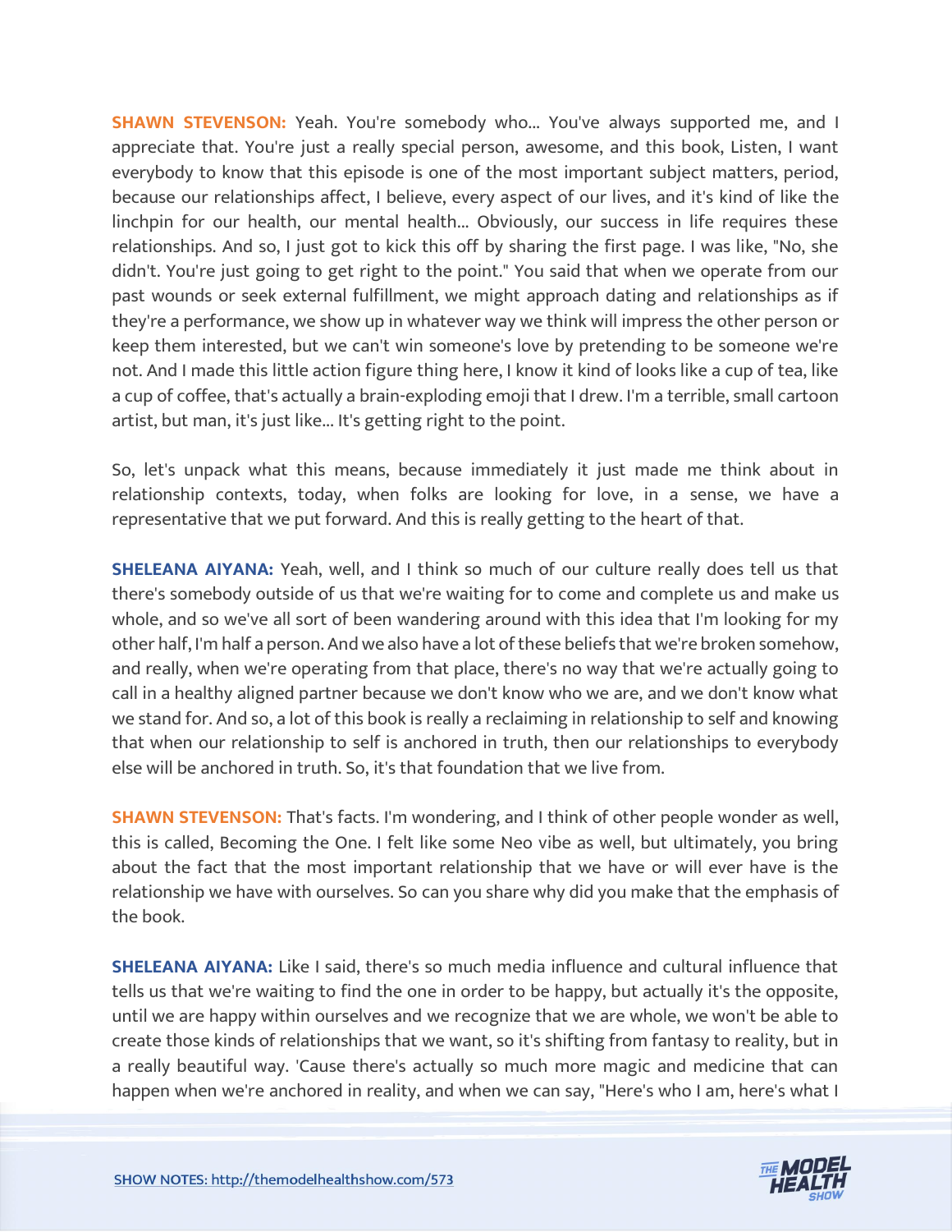**SHAWN STEVENSON:** Yeah. You're somebody who... You've always supported me, and I appreciate that. You're just a really special person, awesome, and this book, Listen, I want everybody to know that this episode is one of the most important subject matters, period, because our relationships affect, I believe, every aspect of our lives, and it's kind of like the linchpin for our health, our mental health... Obviously, our success in life requires these relationships. And so, I just got to kick this off by sharing the first page. I was like, "No, she didn't. You're just going to get right to the point." You said that when we operate from our past wounds or seek external fulfillment, we might approach dating and relationships as if they're a performance, we show up in whatever way we think will impress the other person or keep them interested, but we can't win someone's love by pretending to be someone we're not. And I made this little action figure thing here, I know it kind of looks like a cup of tea, like a cup of coffee, that's actually a brain-exploding emoji that I drew. I'm a terrible, small cartoon artist, but man, it's just like... It's getting right to the point.

So, let's unpack what this means, because immediately it just made me think about in relationship contexts, today, when folks are looking for love, in a sense, we have a representative that we put forward. And this is really getting to the heart of that.

**SHELEANA AIYANA:** Yeah, well, and I think so much of our culture really does tell us that there's somebody outside of us that we're waiting for to come and complete us and make us whole, and so we've all sort of been wandering around with this idea that I'm looking for my other half, I'm half a person. And we also have a lot of these beliefs that we're broken somehow, and really, when we're operating from that place, there's no way that we're actually going to call in a healthy aligned partner because we don't know who we are, and we don't know what we stand for. And so, a lot of this book is really a reclaiming in relationship to self and knowing that when our relationship to self is anchored in truth, then our relationships to everybody else will be anchored in truth. So, it's that foundation that we live from.

**SHAWN STEVENSON:** That's facts. I'm wondering, and I think of other people wonder as well, this is called, Becoming the One. I felt like some Neo vibe as well, but ultimately, you bring about the fact that the most important relationship that we have or will ever have is the relationship we have with ourselves. So can you share why did you make that the emphasis of the book.

**SHELEANA AIYANA:** Like I said, there's so much media influence and cultural influence that tells us that we're waiting to find the one in order to be happy, but actually it's the opposite, until we are happy within ourselves and we recognize that we are whole, we won't be able to create those kinds of relationships that we want, so it's shifting from fantasy to reality, but in a really beautiful way. 'Cause there's actually so much more magic and medicine that can happen when we're anchored in reality, and when we can say, "Here's who I am, here's what I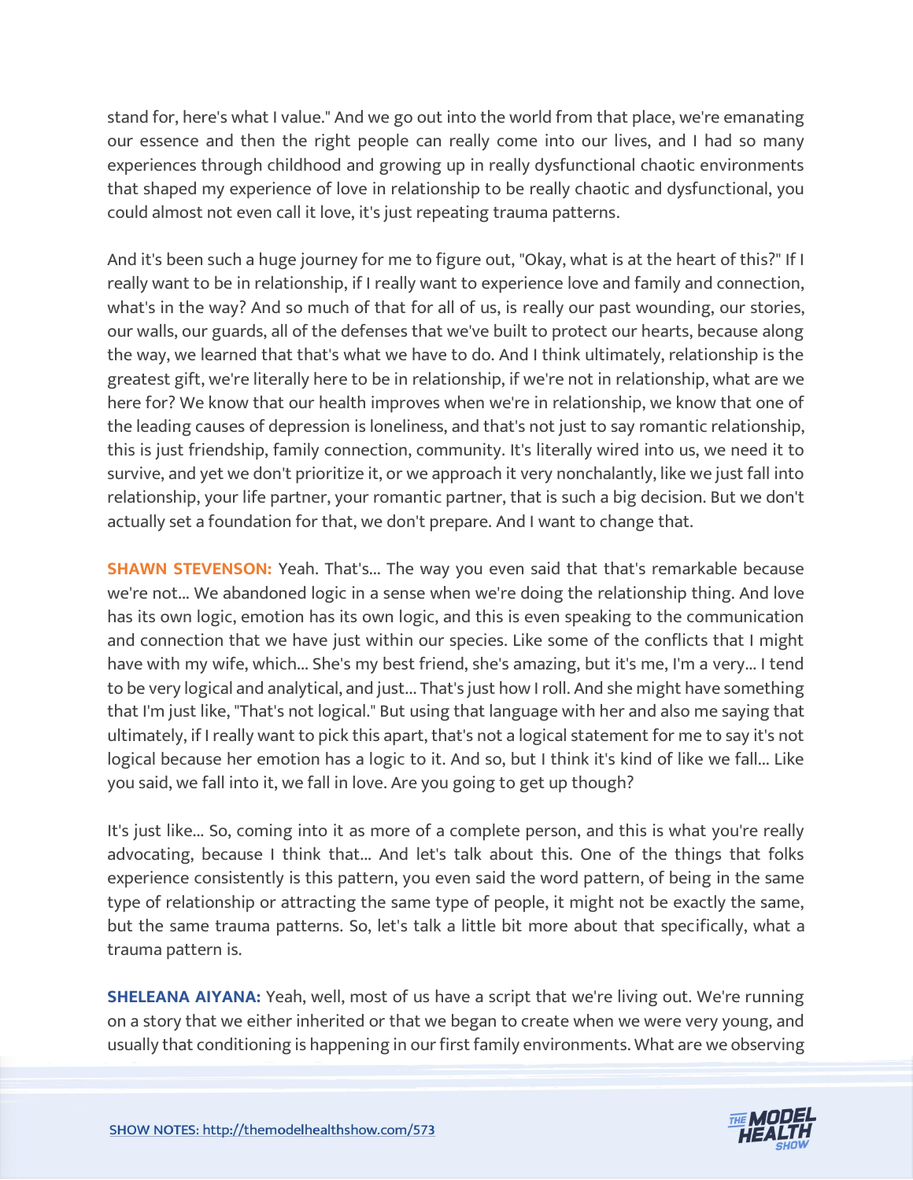stand for, here's what I value." And we go out into the world from that place, we're emanating our essence and then the right people can really come into our lives, and I had so many experiences through childhood and growing up in really dysfunctional chaotic environments that shaped my experience of love in relationship to be really chaotic and dysfunctional, you could almost not even call it love, it's just repeating trauma patterns.

And it's been such a huge journey for me to figure out, "Okay, what is at the heart of this?" If I really want to be in relationship, if I really want to experience love and family and connection, what's in the way? And so much of that for all of us, is really our past wounding, our stories, our walls, our guards, all of the defenses that we've built to protect our hearts, because along the way, we learned that that's what we have to do. And I think ultimately, relationship is the greatest gift, we're literally here to be in relationship, if we're not in relationship, what are we here for? We know that our health improves when we're in relationship, we know that one of the leading causes of depression is loneliness, and that's not just to say romantic relationship, this is just friendship, family connection, community. It's literally wired into us, we need it to survive, and yet we don't prioritize it, or we approach it very nonchalantly, like we just fall into relationship, your life partner, your romantic partner, that is such a big decision. But we don't actually set a foundation for that, we don't prepare. And I want to change that.

**SHAWN STEVENSON:** Yeah. That's... The way you even said that that's remarkable because we're not... We abandoned logic in a sense when we're doing the relationship thing. And love has its own logic, emotion has its own logic, and this is even speaking to the communication and connection that we have just within our species. Like some of the conflicts that I might have with my wife, which... She's my best friend, she's amazing, but it's me, I'm a very... I tend to be very logical and analytical, and just... That's just how I roll. And she might have something that I'm just like, "That's not logical." But using that language with her and also me saying that ultimately, if I really want to pick this apart, that's not a logical statement for me to say it's not logical because her emotion has a logic to it. And so, but I think it's kind of like we fall... Like you said, we fall into it, we fall in love. Are you going to get up though?

It's just like... So, coming into it as more of a complete person, and this is what you're really advocating, because I think that... And let's talk about this. One of the things that folks experience consistently is this pattern, you even said the word pattern, of being in the same type of relationship or attracting the same type of people, it might not be exactly the same, but the same trauma patterns. So, let's talk a little bit more about that specifically, what a trauma pattern is.

**SHELEANA AIYANA:** Yeah, well, most of us have a script that we're living out. We're running on a story that we either inherited or that we began to create when we were very young, and usually that conditioning is happening in our first family environments. What are we observing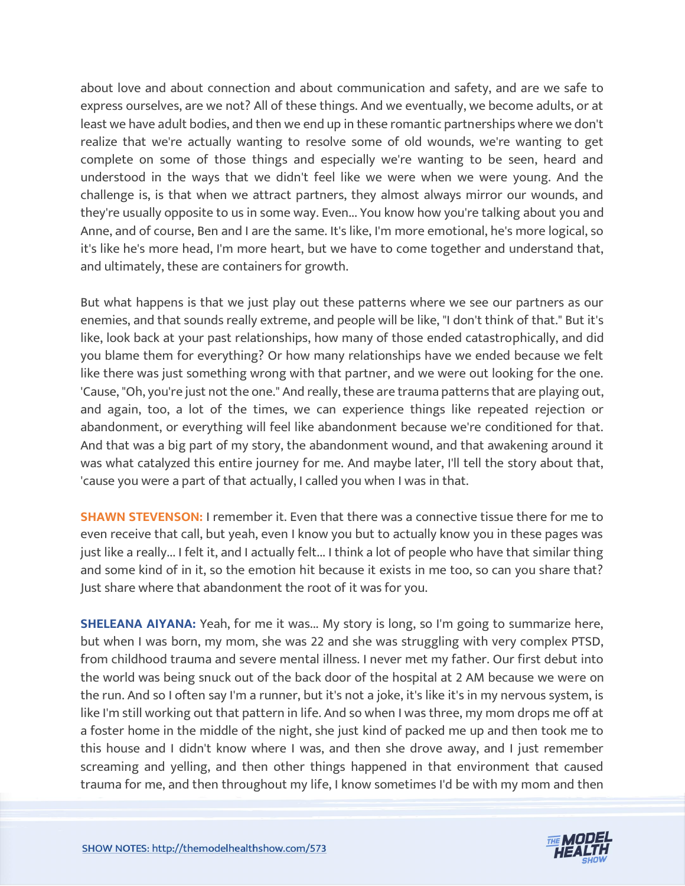about love and about connection and about communication and safety, and are we safe to express ourselves, are we not? All of these things. And we eventually, we become adults, or at least we have adult bodies, and then we end up in these romantic partnerships where we don't realize that we're actually wanting to resolve some of old wounds, we're wanting to get complete on some of those things and especially we're wanting to be seen, heard and understood in the ways that we didn't feel like we were when we were young. And the challenge is, is that when we attract partners, they almost always mirror our wounds, and they're usually opposite to us in some way. Even... You know how you're talking about you and Anne, and of course, Ben and I are the same. It's like, I'm more emotional, he's more logical, so it's like he's more head, I'm more heart, but we have to come together and understand that, and ultimately, these are containers for growth.

But what happens is that we just play out these patterns where we see our partners as our enemies, and that sounds really extreme, and people will be like, "I don't think of that." But it's like, look back at your past relationships, how many of those ended catastrophically, and did you blame them for everything? Or how many relationships have we ended because we felt like there was just something wrong with that partner, and we were out looking for the one. 'Cause, "Oh, you're just not the one." And really, these are trauma patterns that are playing out, and again, too, a lot of the times, we can experience things like repeated rejection or abandonment, or everything will feel like abandonment because we're conditioned for that. And that was a big part of my story, the abandonment wound, and that awakening around it was what catalyzed this entire journey for me. And maybe later, I'll tell the story about that, 'cause you were a part of that actually, I called you when I was in that.

**SHAWN STEVENSON:** I remember it. Even that there was a connective tissue there for me to even receive that call, but yeah, even I know you but to actually know you in these pages was just like a really... I felt it, and I actually felt... I think a lot of people who have that similar thing and some kind of in it, so the emotion hit because it exists in me too, so can you share that? Just share where that abandonment the root of it was for you.

**SHELEANA AIYANA:** Yeah, for me it was... My story is long, so I'm going to summarize here, but when I was born, my mom, she was 22 and she was struggling with very complex PTSD, from childhood trauma and severe mental illness. I never met my father. Our first debut into the world was being snuck out of the back door of the hospital at 2 AM because we were on the run. And so I often say I'm a runner, but it's not a joke, it's like it's in my nervous system, is like I'm still working out that pattern in life. And so when I was three, my mom drops me off at a foster home in the middle of the night, she just kind of packed me up and then took me to this house and I didn't know where I was, and then she drove away, and I just remember screaming and yelling, and then other things happened in that environment that caused trauma for me, and then throughout my life, I know sometimes I'd be with my mom and then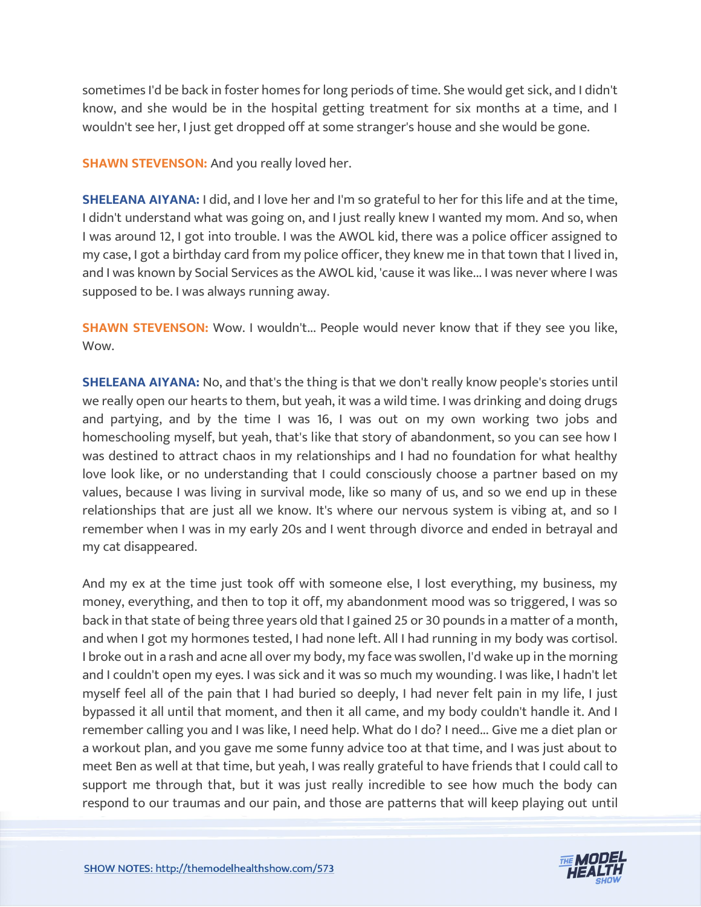sometimes I'd be back in foster homes for long periods of time. She would get sick, and I didn't know, and she would be in the hospital getting treatment for six months at a time, and I wouldn't see her, I just get dropped off at some stranger's house and she would be gone.

**SHAWN STEVENSON:** And you really loved her.

**SHELEANA AIYANA:** I did, and I love her and I'm so grateful to her for this life and at the time, I didn't understand what was going on, and I just really knew I wanted my mom. And so, when I was around 12, I got into trouble. I was the AWOL kid, there was a police officer assigned to my case, I got a birthday card from my police officer, they knew me in that town that I lived in, and I was known by Social Services as the AWOL kid, 'cause it was like... I was never where I was supposed to be. I was always running away.

**SHAWN STEVENSON:** Wow. I wouldn't... People would never know that if they see you like, Wow.

**SHELEANA AIYANA:** No, and that's the thing is that we don't really know people's stories until we really open our hearts to them, but yeah, it was a wild time. I was drinking and doing drugs and partying, and by the time I was 16, I was out on my own working two jobs and homeschooling myself, but yeah, that's like that story of abandonment, so you can see how I was destined to attract chaos in my relationships and I had no foundation for what healthy love look like, or no understanding that I could consciously choose a partner based on my values, because I was living in survival mode, like so many of us, and so we end up in these relationships that are just all we know. It's where our nervous system is vibing at, and so I remember when I was in my early 20s and I went through divorce and ended in betrayal and my cat disappeared.

And my ex at the time just took off with someone else, I lost everything, my business, my money, everything, and then to top it off, my abandonment mood was so triggered, I was so back in that state of being three years old that I gained 25 or 30 pounds in a matter of a month, and when I got my hormones tested, I had none left. All I had running in my body was cortisol. I broke out in a rash and acne all over my body, my face was swollen, I'd wake up in the morning and I couldn't open my eyes. I was sick and it was so much my wounding. I was like, I hadn't let myself feel all of the pain that I had buried so deeply, I had never felt pain in my life, I just bypassed it all until that moment, and then it all came, and my body couldn't handle it. And I remember calling you and I was like, I need help. What do I do? I need... Give me a diet plan or a workout plan, and you gave me some funny advice too at that time, and I was just about to meet Ben as well at that time, but yeah, I was really grateful to have friends that I could call to support me through that, but it was just really incredible to see how much the body can respond to our traumas and our pain, and those are patterns that will keep playing out until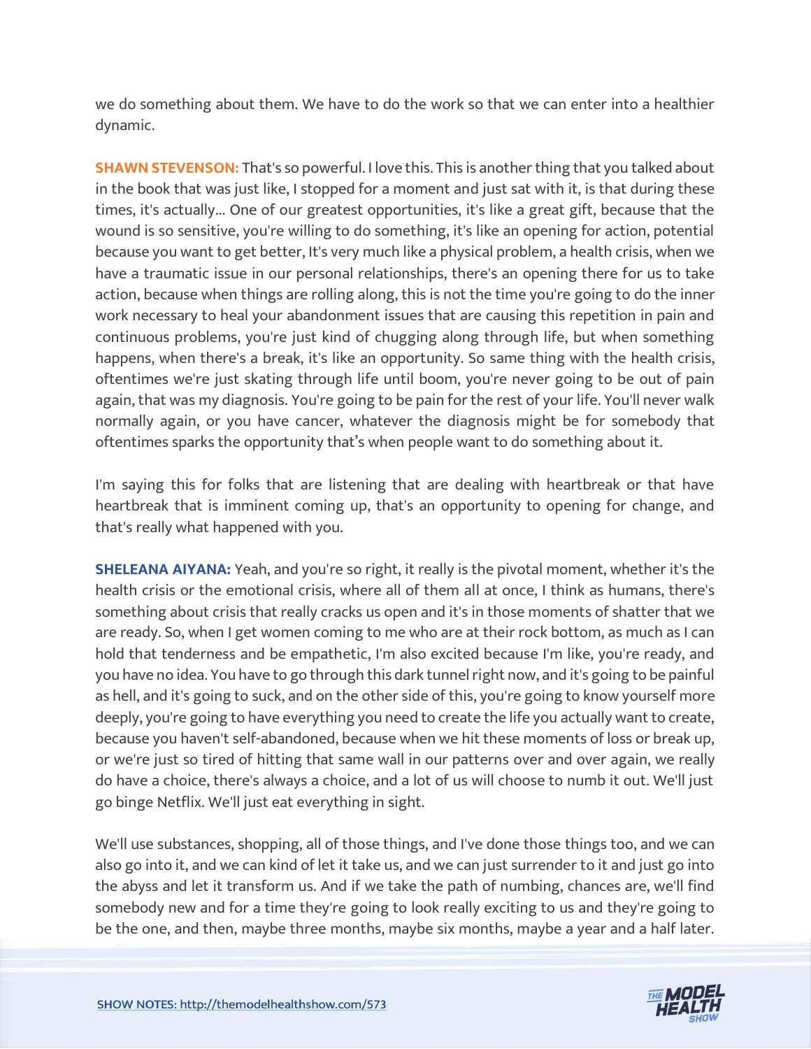we do something about them. We have to do the work so that we can enter into a healthier dynamic.

**SHAWN STEVENSON:** That's so powerful. I love this. This is another thing that you talked about in the book that was just like, I stopped for a moment and just sat with it, is that during these times, it's actually... One of our greatest opportunities, it's like a great gift, because that the wound is so sensitive, you're willing to do something, it's like an opening for action, potential because you want to get better, It's very much like a physical problem, a health crisis, when we have a traumatic issue in our personal relationships, there's an opening there for us to take action, because when things are rolling along, this is not the time you're going to do the inner work necessary to heal your abandonment issues that are causing this repetition in pain and continuous problems, you're just kind of chugging along through life, but when something happens, when there's a break, it's like an opportunity. So same thing with the health crisis, oftentimes we're just skating through life until boom, you're never going to be out of pain again, that was my diagnosis. You're going to be pain for the rest of your life. You'll never walk normally again, or you have cancer, whatever the diagnosis might be for somebody that oftentimes sparks the opportunity that's when people want to do something about it.

I'm saying this for folks that are listening that are dealing with heartbreak or that have heartbreak that is imminent coming up, that's an opportunity to opening for change, and that's really what happened with you.

**SHELEANA AIYANA:** Yeah, and you're so right, it really is the pivotal moment, whether it's the health crisis or the emotional crisis, where all of them all at once, I think as humans, there's something about crisis that really cracks us open and it's in those moments of shatter that we are ready. So, when I get women coming to me who are at their rock bottom, as much as I can hold that tenderness and be empathetic, I'm also excited because I'm like, you're ready, and you have no idea. You have to go through this dark tunnel right now, and it's going to be painful as hell, and it's going to suck, and on the other side of this, you're going to know yourself more deeply, you're going to have everything you need to create the life you actually want to create, because you haven't self-abandoned, because when we hit these moments of loss or break up, or we're just so tired of hitting that same wall in our patterns over and over again, we really do have a choice, there's always a choice, and a lot of us will choose to numb it out. We'll just go binge Netflix. We'll just eat everything in sight.

We'll use substances, shopping, all of those things, and I've done those things too, and we can also go into it, and we can kind of let it take us, and we can just surrender to it and just go into the abyss and let it transform us. And if we take the path of numbing, chances are, we'll find somebody new and for a time they're going to look really exciting to us and they're going to be the one, and then, maybe three months, maybe six months, maybe a year and a half later.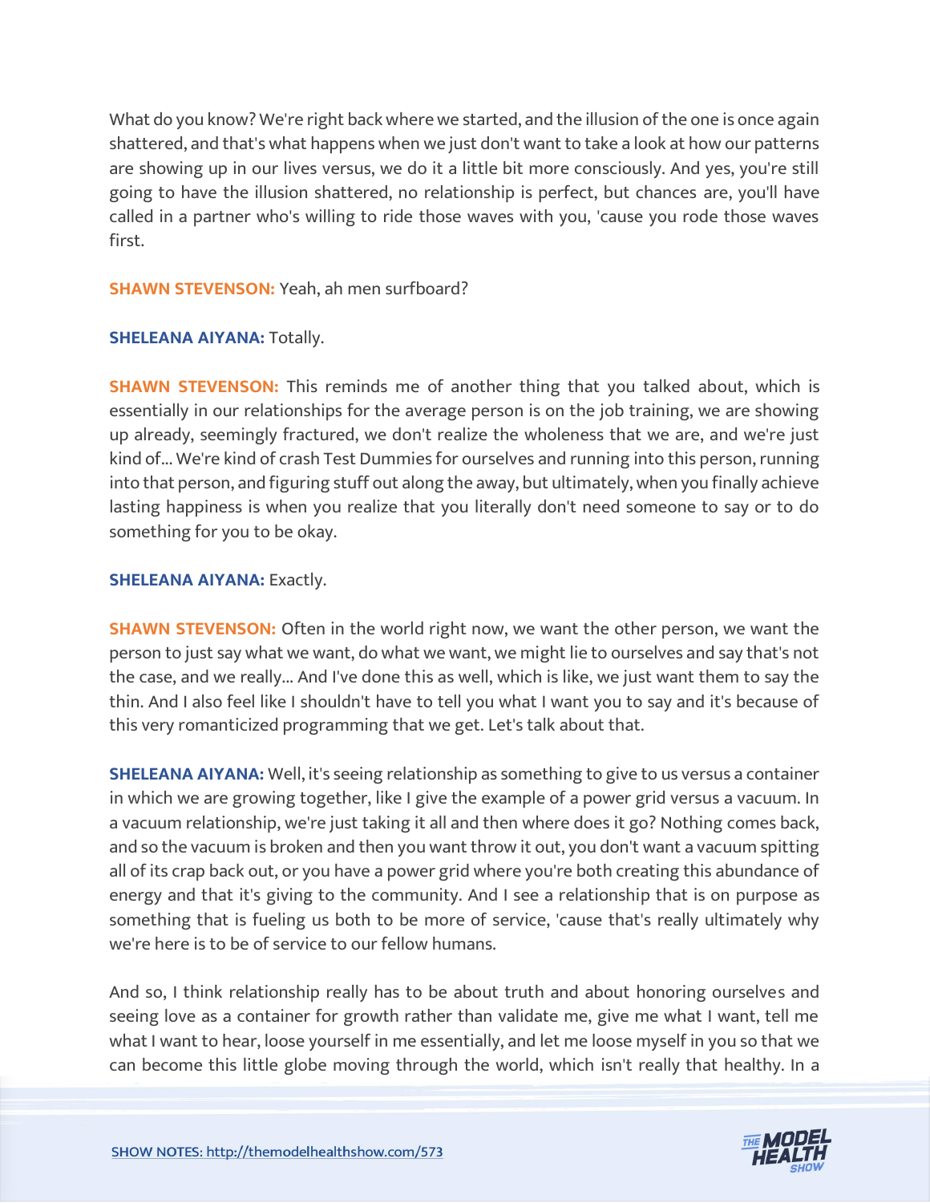What do you know? We're right back where we started, and the illusion of the one is once again shattered, and that's what happens when we just don't want to take a look at how our patterns are showing up in our lives versus, we do it a little bit more consciously. And yes, you're still going to have the illusion shattered, no relationship is perfect, but chances are, you'll have called in a partner who's willing to ride those waves with you, 'cause you rode those waves first.

**SHAWN STEVENSON:** Yeah, ah men surfboard?

**SHELEANA AIYANA:** Totally.

**SHAWN STEVENSON:** This reminds me of another thing that you talked about, which is essentially in our relationships for the average person is on the job training, we are showing up already, seemingly fractured, we don't realize the wholeness that we are, and we're just kind of... We're kind of crash Test Dummies for ourselves and running into this person, running into that person, and figuring stuff out along the away, but ultimately, when you finally achieve lasting happiness is when you realize that you literally don't need someone to say or to do something for you to be okay.

**SHELEANA AIYANA:** Exactly.

**SHAWN STEVENSON:** Often in the world right now, we want the other person, we want the person to just say what we want, do what we want, we might lie to ourselves and say that's not the case, and we really... And I've done this as well, which is like, we just want them to say the thin. And I also feel like I shouldn't have to tell you what I want you to say and it's because of this very romanticized programming that we get. Let's talk about that.

**SHELEANA AIYANA:** Well, it's seeing relationship as something to give to us versus a container in which we are growing together, like I give the example of a power grid versus a vacuum. In a vacuum relationship, we're just taking it all and then where does it go? Nothing comes back, and so the vacuum is broken and then you want throw it out, you don't want a vacuum spitting all of its crap back out, or you have a power grid where you're both creating this abundance of energy and that it's giving to the community. And I see a relationship that is on purpose as something that is fueling us both to be more of service, 'cause that's really ultimately why we're here is to be of service to our fellow humans.

And so, I think relationship really has to be about truth and about honoring ourselves and seeing love as a container for growth rather than validate me, give me what I want, tell me what I want to hear, loose yourself in me essentially, and let me loose myself in you so that we can become this little globe moving through the world, which isn't really that healthy. In a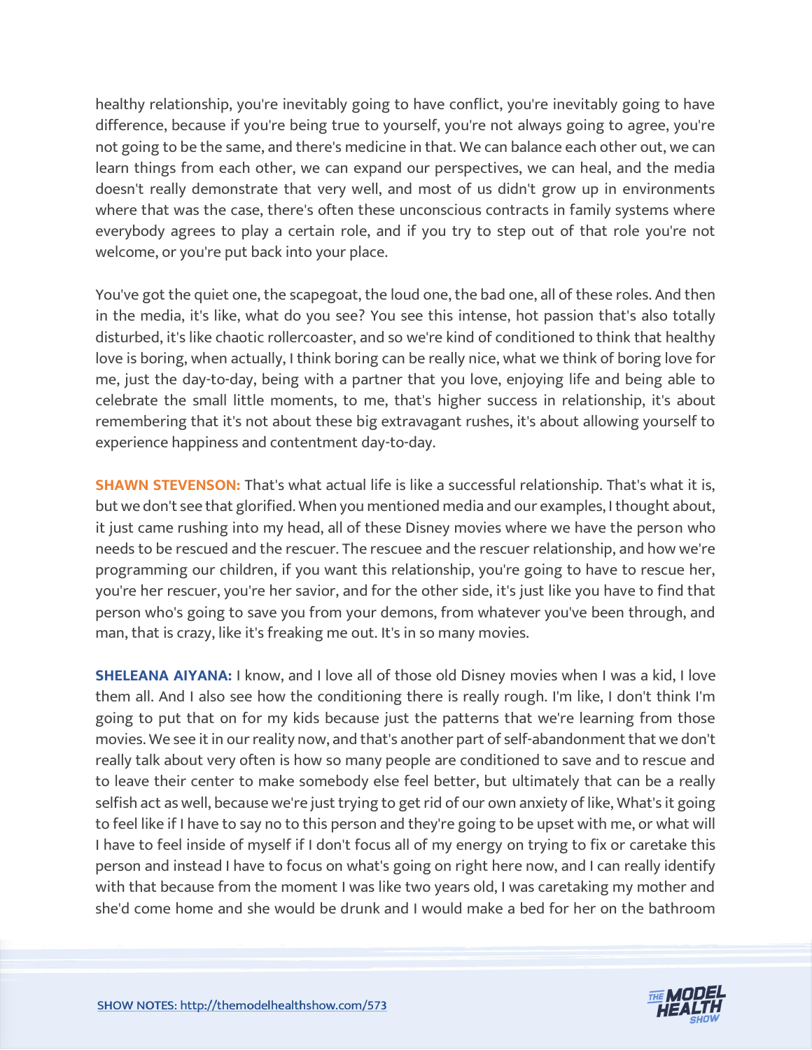healthy relationship, you're inevitably going to have conflict, you're inevitably going to have difference, because if you're being true to yourself, you're not always going to agree, you're not going to be the same, and there's medicine in that. We can balance each other out, we can learn things from each other, we can expand our perspectives, we can heal, and the media doesn't really demonstrate that very well, and most of us didn't grow up in environments where that was the case, there's often these unconscious contracts in family systems where everybody agrees to play a certain role, and if you try to step out of that role you're not welcome, or you're put back into your place.

You've got the quiet one, the scapegoat, the loud one, the bad one, all of these roles. And then in the media, it's like, what do you see? You see this intense, hot passion that's also totally disturbed, it's like chaotic rollercoaster, and so we're kind of conditioned to think that healthy love is boring, when actually, I think boring can be really nice, what we think of boring love for me, just the day-to-day, being with a partner that you love, enjoying life and being able to celebrate the small little moments, to me, that's higher success in relationship, it's about remembering that it's not about these big extravagant rushes, it's about allowing yourself to experience happiness and contentment day-to-day.

**SHAWN STEVENSON:** That's what actual life is like a successful relationship. That's what it is, but we don't see that glorified. When you mentioned media and our examples, I thought about, it just came rushing into my head, all of these Disney movies where we have the person who needs to be rescued and the rescuer. The rescuee and the rescuer relationship, and how we're programming our children, if you want this relationship, you're going to have to rescue her, you're her rescuer, you're her savior, and for the other side, it's just like you have to find that person who's going to save you from your demons, from whatever you've been through, and man, that is crazy, like it's freaking me out. It's in so many movies.

**SHELEANA AIYANA:** I know, and I love all of those old Disney movies when I was a kid, I love them all. And I also see how the conditioning there is really rough. I'm like, I don't think I'm going to put that on for my kids because just the patterns that we're learning from those movies. We see it in our reality now, and that's another part of self-abandonment that we don't really talk about very often is how so many people are conditioned to save and to rescue and to leave their center to make somebody else feel better, but ultimately that can be a really selfish act as well, because we're just trying to get rid of our own anxiety of like, What's it going to feel like if I have to say no to this person and they're going to be upset with me, or what will I have to feel inside of myself if I don't focus all of my energy on trying to fix or caretake this person and instead I have to focus on what's going on right here now, and I can really identify with that because from the moment I was like two years old, I was caretaking my mother and she'd come home and she would be drunk and I would make a bed for her on the bathroom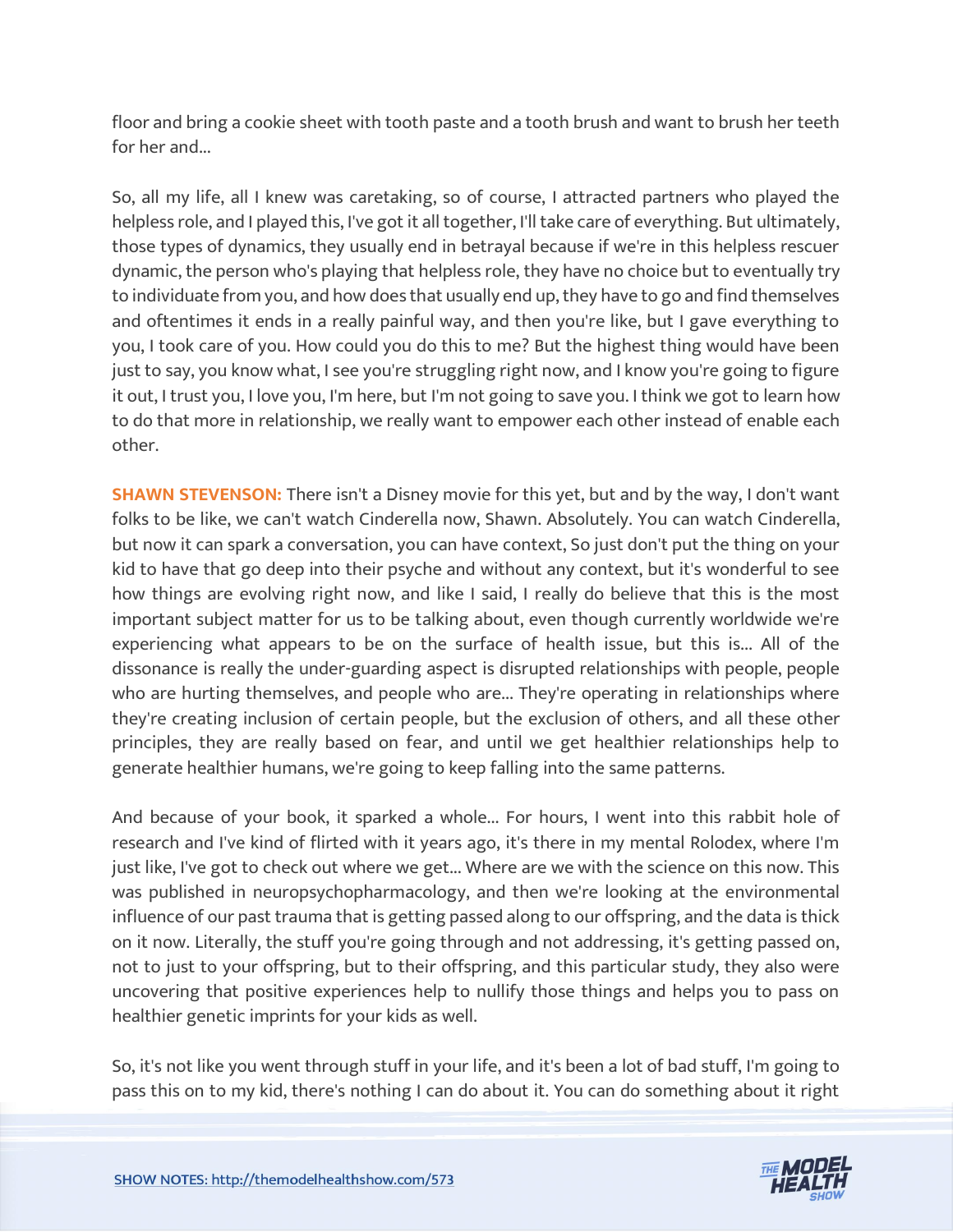floor and bring a cookie sheet with tooth paste and a tooth brush and want to brush her teeth for her and...

So, all my life, all I knew was caretaking, so of course, I attracted partners who played the helpless role, and I played this, I've got it all together, I'll take care of everything. But ultimately, those types of dynamics, they usually end in betrayal because if we're in this helpless rescuer dynamic, the person who's playing that helpless role, they have no choice but to eventually try to individuate from you, and how does that usually end up, they have to go and find themselves and oftentimes it ends in a really painful way, and then you're like, but I gave everything to you, I took care of you. How could you do this to me? But the highest thing would have been just to say, you know what, I see you're struggling right now, and I know you're going to figure it out, I trust you, I love you, I'm here, but I'm not going to save you. I think we got to learn how to do that more in relationship, we really want to empower each other instead of enable each other.

**SHAWN STEVENSON:** There isn't a Disney movie for this yet, but and by the way, I don't want folks to be like, we can't watch Cinderella now, Shawn. Absolutely. You can watch Cinderella, but now it can spark a conversation, you can have context, So just don't put the thing on your kid to have that go deep into their psyche and without any context, but it's wonderful to see how things are evolving right now, and like I said, I really do believe that this is the most important subject matter for us to be talking about, even though currently worldwide we're experiencing what appears to be on the surface of health issue, but this is... All of the dissonance is really the under-guarding aspect is disrupted relationships with people, people who are hurting themselves, and people who are... They're operating in relationships where they're creating inclusion of certain people, but the exclusion of others, and all these other principles, they are really based on fear, and until we get healthier relationships help to generate healthier humans, we're going to keep falling into the same patterns.

And because of your book, it sparked a whole... For hours, I went into this rabbit hole of research and I've kind of flirted with it years ago, it's there in my mental Rolodex, where I'm just like, I've got to check out where we get... Where are we with the science on this now. This was published in neuropsychopharmacology, and then we're looking at the environmental influence of our past trauma that is getting passed along to our offspring, and the data is thick on it now. Literally, the stuff you're going through and not addressing, it's getting passed on, not to just to your offspring, but to their offspring, and this particular study, they also were uncovering that positive experiences help to nullify those things and helps you to pass on healthier genetic imprints for your kids as well.

So, it's not like you went through stuff in your life, and it's been a lot of bad stuff, I'm going to pass this on to my kid, there's nothing I can do about it. You can do something about it right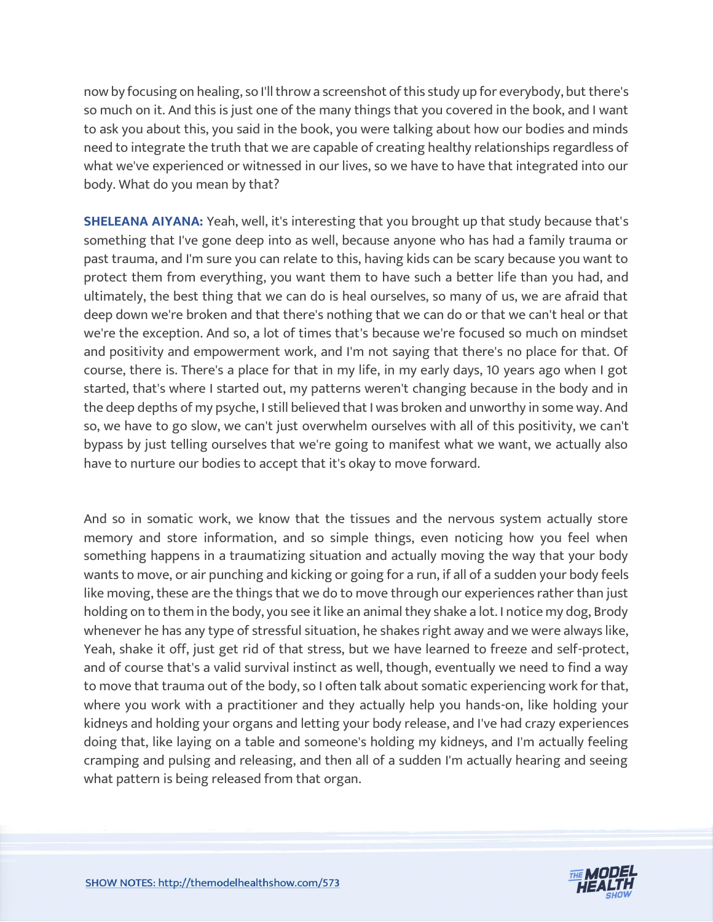now by focusing on healing, so I'll throw a screenshot of this study up for everybody, but there's so much on it. And this is just one of the many things that you covered in the book, and I want to ask you about this, you said in the book, you were talking about how our bodies and minds need to integrate the truth that we are capable of creating healthy relationships regardless of what we've experienced or witnessed in our lives, so we have to have that integrated into our body. What do you mean by that?

**SHELEANA AIYANA:** Yeah, well, it's interesting that you brought up that study because that's something that I've gone deep into as well, because anyone who has had a family trauma or past trauma, and I'm sure you can relate to this, having kids can be scary because you want to protect them from everything, you want them to have such a better life than you had, and ultimately, the best thing that we can do is heal ourselves, so many of us, we are afraid that deep down we're broken and that there's nothing that we can do or that we can't heal or that we're the exception. And so, a lot of times that's because we're focused so much on mindset and positivity and empowerment work, and I'm not saying that there's no place for that. Of course, there is. There's a place for that in my life, in my early days, 10 years ago when I got started, that's where I started out, my patterns weren't changing because in the body and in the deep depths of my psyche, I still believed that I was broken and unworthy in some way. And so, we have to go slow, we can't just overwhelm ourselves with all of this positivity, we can't bypass by just telling ourselves that we're going to manifest what we want, we actually also have to nurture our bodies to accept that it's okay to move forward.

And so in somatic work, we know that the tissues and the nervous system actually store memory and store information, and so simple things, even noticing how you feel when something happens in a traumatizing situation and actually moving the way that your body wants to move, or air punching and kicking or going for a run, if all of a sudden your body feels like moving, these are the things that we do to move through our experiences rather than just holding on to them in the body, you see it like an animal they shake a lot. I notice my dog, Brody whenever he has any type of stressful situation, he shakes right away and we were always like, Yeah, shake it off, just get rid of that stress, but we have learned to freeze and self-protect, and of course that's a valid survival instinct as well, though, eventually we need to find a way to move that trauma out of the body, so I often talk about somatic experiencing work for that, where you work with a practitioner and they actually help you hands-on, like holding your kidneys and holding your organs and letting your body release, and I've had crazy experiences doing that, like laying on a table and someone's holding my kidneys, and I'm actually feeling cramping and pulsing and releasing, and then all of a sudden I'm actually hearing and seeing what pattern is being released from that organ.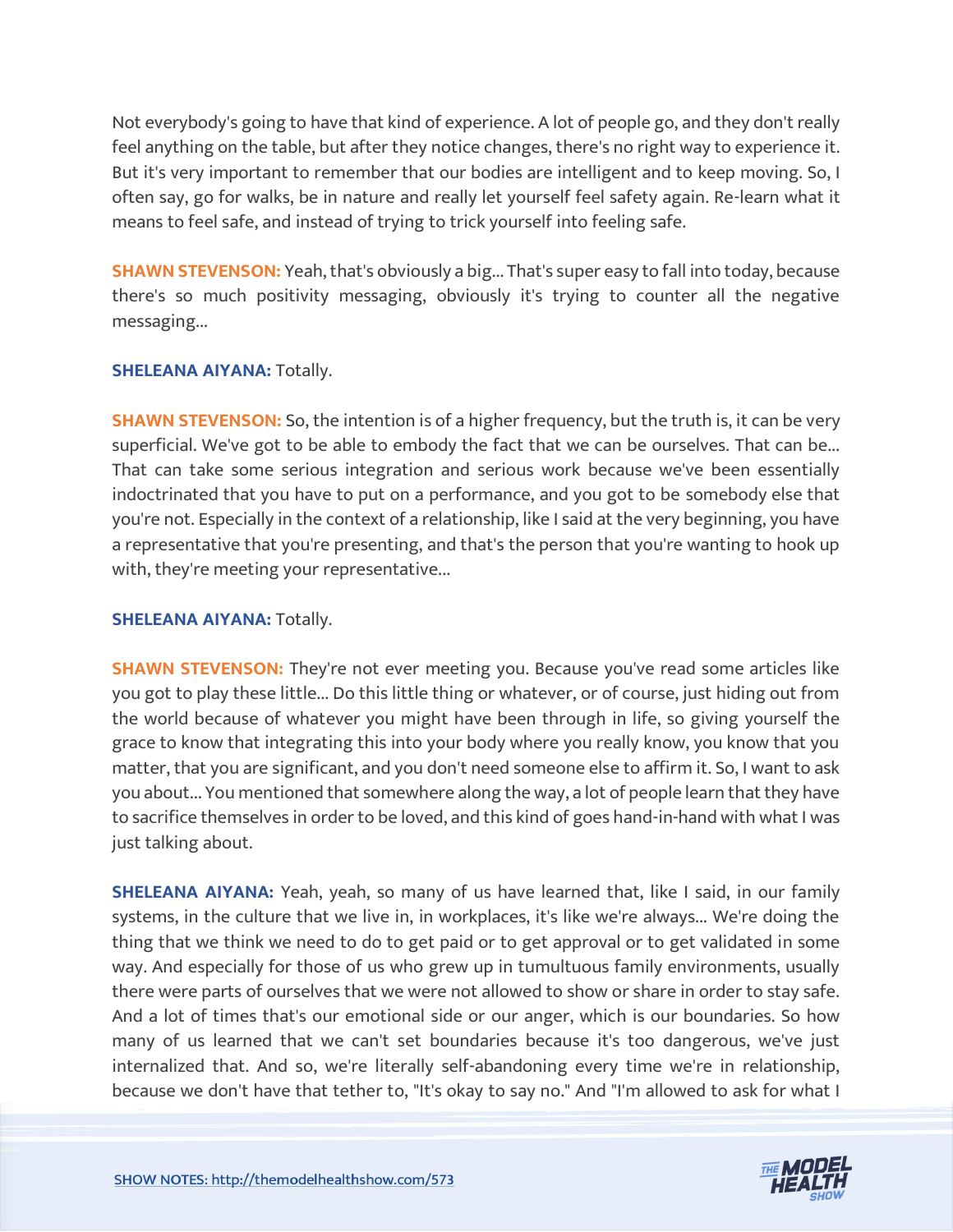Not everybody's going to have that kind of experience. A lot of people go, and they don't really feel anything on the table, but after they notice changes, there's no right way to experience it. But it's very important to remember that our bodies are intelligent and to keep moving. So, I often say, go for walks, be in nature and really let yourself feel safety again. Re-learn what it means to feel safe, and instead of trying to trick yourself into feeling safe.

**SHAWN STEVENSON:** Yeah, that's obviously a big... That's super easy to fall into today, because there's so much positivity messaging, obviously it's trying to counter all the negative messaging...

**SHELEANA AIYANA:** Totally.

**SHAWN STEVENSON:** So, the intention is of a higher frequency, but the truth is, it can be very superficial. We've got to be able to embody the fact that we can be ourselves. That can be... That can take some serious integration and serious work because we've been essentially indoctrinated that you have to put on a performance, and you got to be somebody else that you're not. Especially in the context of a relationship, like I said at the very beginning, you have a representative that you're presenting, and that's the person that you're wanting to hook up with, they're meeting your representative...

**SHELEANA AIYANA:** Totally.

**SHAWN STEVENSON:** They're not ever meeting you. Because you've read some articles like you got to play these little... Do this little thing or whatever, or of course, just hiding out from the world because of whatever you might have been through in life, so giving yourself the grace to know that integrating this into your body where you really know, you know that you matter, that you are significant, and you don't need someone else to affirm it. So, I want to ask you about... You mentioned that somewhere along the way, a lot of people learn that they have to sacrifice themselves in order to be loved, and this kind of goes hand-in-hand with what I was just talking about.

**SHELEANA AIYANA:** Yeah, yeah, so many of us have learned that, like I said, in our family systems, in the culture that we live in, in workplaces, it's like we're always... We're doing the thing that we think we need to do to get paid or to get approval or to get validated in some way. And especially for those of us who grew up in tumultuous family environments, usually there were parts of ourselves that we were not allowed to show or share in order to stay safe. And a lot of times that's our emotional side or our anger, which is our boundaries. So how many of us learned that we can't set boundaries because it's too dangerous, we've just internalized that. And so, we're literally self-abandoning every time we're in relationship, because we don't have that tether to, "It's okay to say no." And "I'm allowed to ask for what I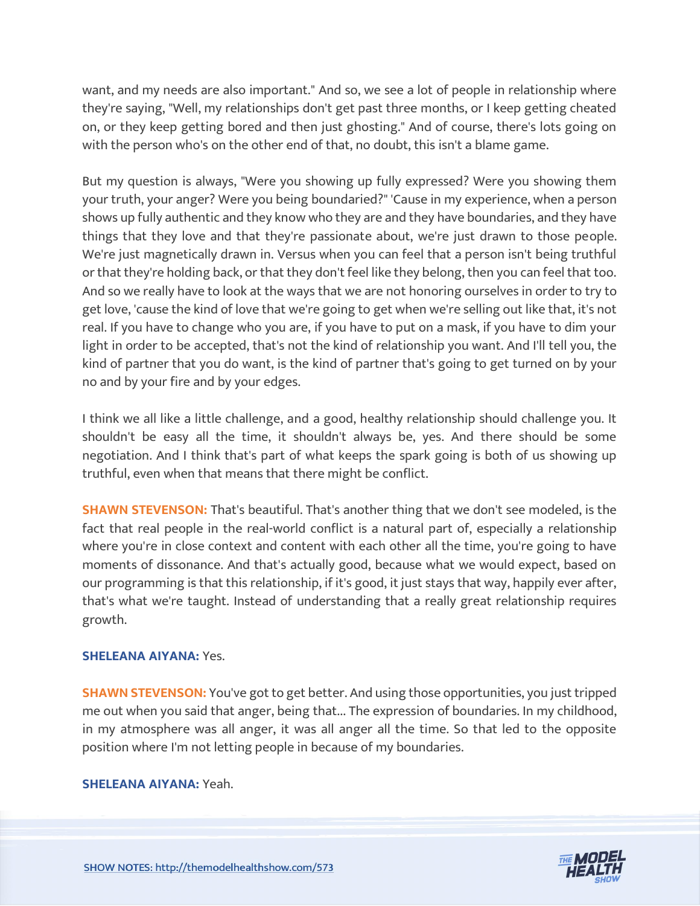want, and my needs are also important." And so, we see a lot of people in relationship where they're saying, "Well, my relationships don't get past three months, or I keep getting cheated on, or they keep getting bored and then just ghosting." And of course, there's lots going on with the person who's on the other end of that, no doubt, this isn't a blame game.

But my question is always, "Were you showing up fully expressed? Were you showing them your truth, your anger? Were you being boundaried?" 'Cause in my experience, when a person shows up fully authentic and they know who they are and they have boundaries, and they have things that they love and that they're passionate about, we're just drawn to those people. We're just magnetically drawn in. Versus when you can feel that a person isn't being truthful or that they're holding back, or that they don't feel like they belong, then you can feel that too. And so we really have to look at the ways that we are not honoring ourselves in order to try to get love, 'cause the kind of love that we're going to get when we're selling out like that, it's not real. If you have to change who you are, if you have to put on a mask, if you have to dim your light in order to be accepted, that's not the kind of relationship you want. And I'll tell you, the kind of partner that you do want, is the kind of partner that's going to get turned on by your no and by your fire and by your edges.

I think we all like a little challenge, and a good, healthy relationship should challenge you. It shouldn't be easy all the time, it shouldn't always be, yes. And there should be some negotiation. And I think that's part of what keeps the spark going is both of us showing up truthful, even when that means that there might be conflict.

**SHAWN STEVENSON:** That's beautiful. That's another thing that we don't see modeled, is the fact that real people in the real-world conflict is a natural part of, especially a relationship where you're in close context and content with each other all the time, you're going to have moments of dissonance. And that's actually good, because what we would expect, based on our programming is that this relationship, if it's good, it just stays that way, happily ever after, that's what we're taught. Instead of understanding that a really great relationship requires growth.

**SHELEANA AIYANA:** Yes.

**SHAWN STEVENSON:** You've got to get better. And using those opportunities, you just tripped me out when you said that anger, being that... The expression of boundaries. In my childhood, in my atmosphere was all anger, it was all anger all the time. So that led to the opposite position where I'm not letting people in because of my boundaries.

**SHELEANA AIYANA:** Yeah.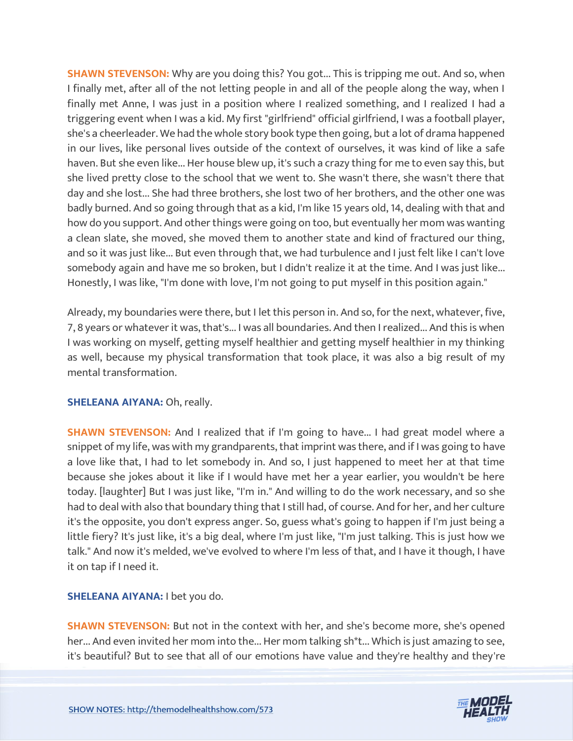**SHAWN STEVENSON:** Why are you doing this? You got... This is tripping me out. And so, when I finally met, after all of the not letting people in and all of the people along the way, when I finally met Anne, I was just in a position where I realized something, and I realized I had a triggering event when I was a kid. My first "girlfriend" official girlfriend, I was a football player, she's a cheerleader. We had the whole story book type then going, but a lot of drama happened in our lives, like personal lives outside of the context of ourselves, it was kind of like a safe haven. But she even like... Her house blew up, it's such a crazy thing for me to even say this, but she lived pretty close to the school that we went to. She wasn't there, she wasn't there that day and she lost... She had three brothers, she lost two of her brothers, and the other one was badly burned. And so going through that as a kid, I'm like 15 years old, 14, dealing with that and how do you support. And other things were going on too, but eventually her mom was wanting a clean slate, she moved, she moved them to another state and kind of fractured our thing, and so it was just like... But even through that, we had turbulence and I just felt like I can't love somebody again and have me so broken, but I didn't realize it at the time. And I was just like... Honestly, I was like, "I'm done with love, I'm not going to put myself in this position again."

Already, my boundaries were there, but I let this person in. And so, for the next, whatever, five, 7, 8 years or whatever it was, that's... I was all boundaries. And then I realized... And this is when I was working on myself, getting myself healthier and getting myself healthier in my thinking as well, because my physical transformation that took place, it was also a big result of my mental transformation.

**SHELEANA AIYANA:** Oh, really.

**SHAWN STEVENSON:** And I realized that if I'm going to have... I had great model where a snippet of my life, was with my grandparents, that imprint was there, and if I was going to have a love like that, I had to let somebody in. And so, I just happened to meet her at that time because she jokes about it like if I would have met her a year earlier, you wouldn't be here today. [laughter] But I was just like, "I'm in." And willing to do the work necessary, and so she had to deal with also that boundary thing that I still had, of course. And for her, and her culture it's the opposite, you don't express anger. So, guess what's going to happen if I'm just being a little fiery? It's just like, it's a big deal, where I'm just like, "I'm just talking. This is just how we talk." And now it's melded, we've evolved to where I'm less of that, and I have it though, I have it on tap if I need it.

**SHELEANA AIYANA:** I bet you do.

**SHAWN STEVENSON:** But not in the context with her, and she's become more, she's opened her... And even invited her mom into the... Her mom talking sh*t... Which is just amazing to see, it's beautiful? But to see that all of our emotions have value and they're healthy and they're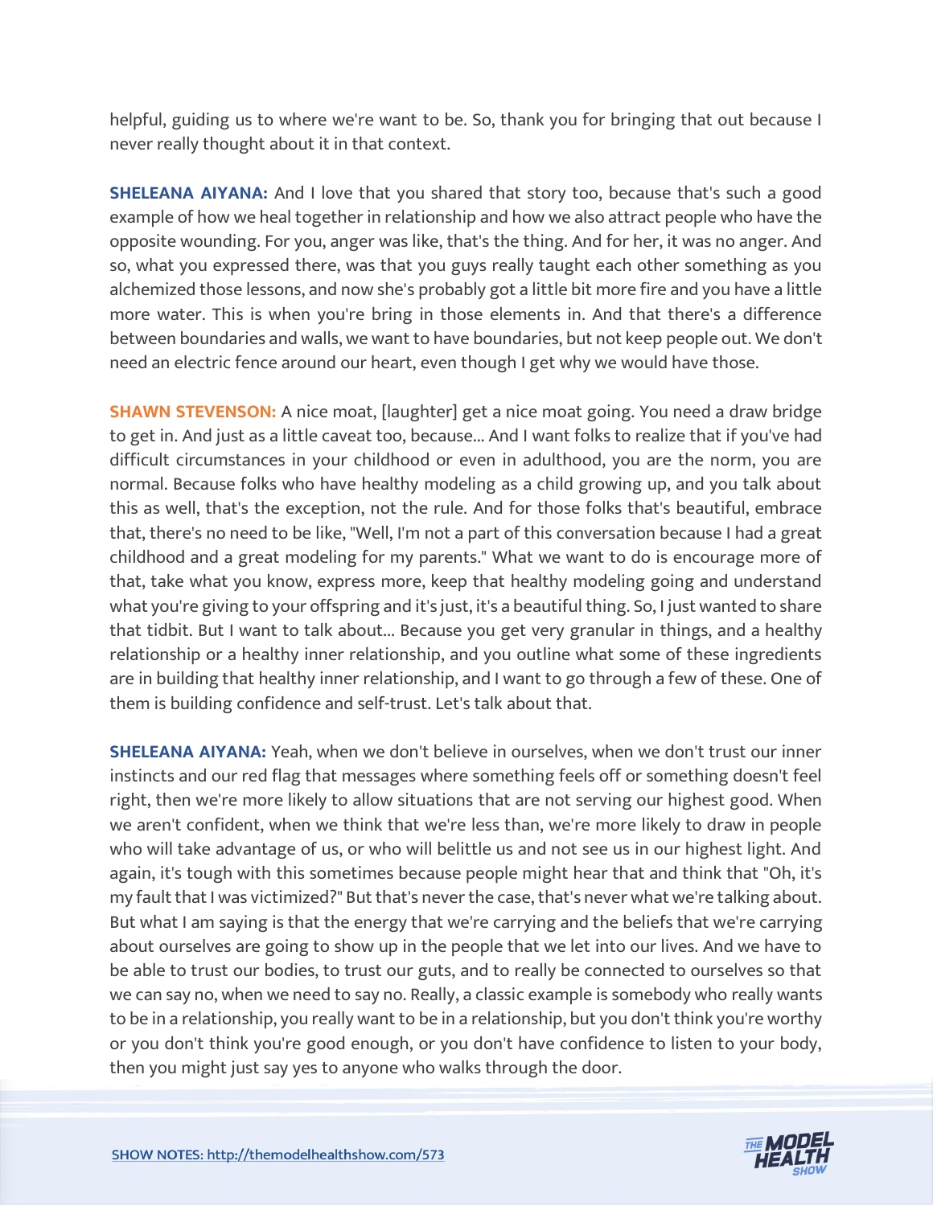helpful, guiding us to where we're want to be. So, thank you for bringing that out because I never really thought about it in that context.

**SHELEANA AIYANA:** And I love that you shared that story too, because that's such a good example of how we heal together in relationship and how we also attract people who have the opposite wounding. For you, anger was like, that's the thing. And for her, it was no anger. And so, what you expressed there, was that you guys really taught each other something as you alchemized those lessons, and now she's probably got a little bit more fire and you have a little more water. This is when you're bring in those elements in. And that there's a difference between boundaries and walls, we want to have boundaries, but not keep people out. We don't need an electric fence around our heart, even though I get why we would have those.

**SHAWN STEVENSON:** A nice moat, [laughter] get a nice moat going. You need a draw bridge to get in. And just as a little caveat too, because... And I want folks to realize that if you've had difficult circumstances in your childhood or even in adulthood, you are the norm, you are normal. Because folks who have healthy modeling as a child growing up, and you talk about this as well, that's the exception, not the rule. And for those folks that's beautiful, embrace that, there's no need to be like, "Well, I'm not a part of this conversation because I had a great childhood and a great modeling for my parents." What we want to do is encourage more of that, take what you know, express more, keep that healthy modeling going and understand what you're giving to your offspring and it's just, it's a beautiful thing. So, I just wanted to share that tidbit. But I want to talk about... Because you get very granular in things, and a healthy relationship or a healthy inner relationship, and you outline what some of these ingredients are in building that healthy inner relationship, and I want to go through a few of these. One of them is building confidence and self-trust. Let's talk about that.

**SHELEANA AIYANA:** Yeah, when we don't believe in ourselves, when we don't trust our inner instincts and our red flag that messages where something feels off or something doesn't feel right, then we're more likely to allow situations that are not serving our highest good. When we aren't confident, when we think that we're less than, we're more likely to draw in people who will take advantage of us, or who will belittle us and not see us in our highest light. And again, it's tough with this sometimes because people might hear that and think that "Oh, it's my fault that I was victimized?" But that's never the case, that's never what we're talking about. But what I am saying is that the energy that we're carrying and the beliefs that we're carrying about ourselves are going to show up in the people that we let into our lives. And we have to be able to trust our bodies, to trust our guts, and to really be connected to ourselves so that we can say no, when we need to say no. Really, a classic example is somebody who really wants to be in a relationship, you really want to be in a relationship, but you don't think you're worthy or you don't think you're good enough, or you don't have confidence to listen to your body, then you might just say yes to anyone who walks through the door.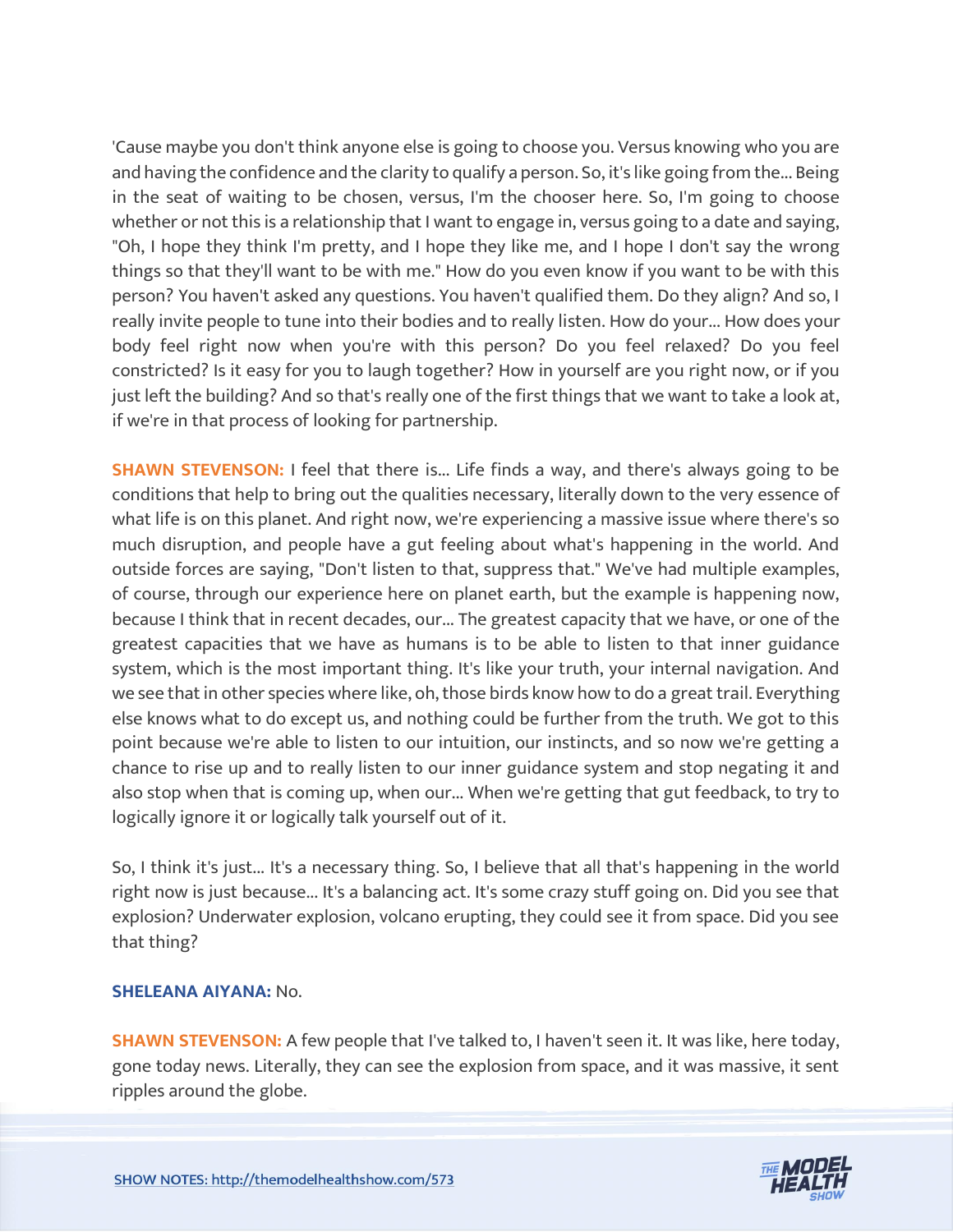'Cause maybe you don't think anyone else is going to choose you. Versus knowing who you are and having the confidence and the clarity to qualify a person. So, it's like going from the... Being in the seat of waiting to be chosen, versus, I'm the chooser here. So, I'm going to choose whether or not this is a relationship that I want to engage in, versus going to a date and saying, "Oh, I hope they think I'm pretty, and I hope they like me, and I hope I don't say the wrong things so that they'll want to be with me." How do you even know if you want to be with this person? You haven't asked any questions. You haven't qualified them. Do they align? And so, I really invite people to tune into their bodies and to really listen. How do your... How does your body feel right now when you're with this person? Do you feel relaxed? Do you feel constricted? Is it easy for you to laugh together? How in yourself are you right now, or if you just left the building? And so that's really one of the first things that we want to take a look at, if we're in that process of looking for partnership.

**SHAWN STEVENSON:** I feel that there is... Life finds a way, and there's always going to be conditions that help to bring out the qualities necessary, literally down to the very essence of what life is on this planet. And right now, we're experiencing a massive issue where there's so much disruption, and people have a gut feeling about what's happening in the world. And outside forces are saying, "Don't listen to that, suppress that." We've had multiple examples, of course, through our experience here on planet earth, but the example is happening now, because I think that in recent decades, our... The greatest capacity that we have, or one of the greatest capacities that we have as humans is to be able to listen to that inner guidance system, which is the most important thing. It's like your truth, your internal navigation. And we see that in other species where like, oh, those birds know how to do a great trail. Everything else knows what to do except us, and nothing could be further from the truth. We got to this point because we're able to listen to our intuition, our instincts, and so now we're getting a chance to rise up and to really listen to our inner guidance system and stop negating it and also stop when that is coming up, when our... When we're getting that gut feedback, to try to logically ignore it or logically talk yourself out of it.

So, I think it's just... It's a necessary thing. So, I believe that all that's happening in the world right now is just because... It's a balancing act. It's some crazy stuff going on. Did you see that explosion? Underwater explosion, volcano erupting, they could see it from space. Did you see that thing?

**SHELEANA AIYANA:** No.

**SHAWN STEVENSON:** A few people that I've talked to, I haven't seen it. It was like, here today, gone today news. Literally, they can see the explosion from space, and it was massive, it sent ripples around the globe.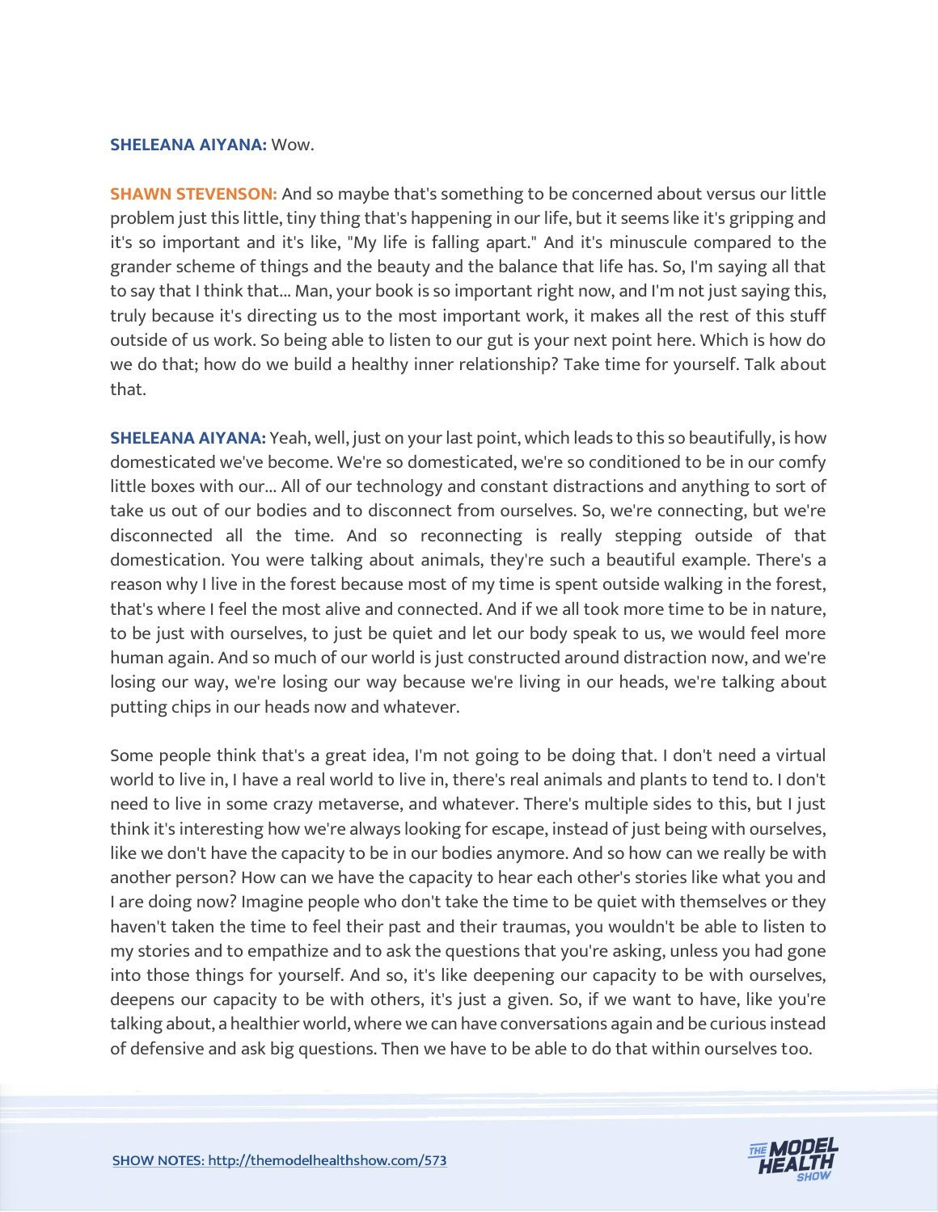**SHELEANA AIYANA:** Wow.

**SHAWN STEVENSON:** And so maybe that's something to be concerned about versus our little problem just this little, tiny thing that's happening in our life, but it seems like it's gripping and it's so important and it's like, "My life is falling apart." And it's minuscule compared to the grander scheme of things and the beauty and the balance that life has. So, I'm saying all that to say that I think that... Man, your book is so important right now, and I'm not just saying this, truly because it's directing us to the most important work, it makes all the rest of this stuff outside of us work. So being able to listen to our gut is your next point here. Which is how do we do that; how do we build a healthy inner relationship? Take time for yourself. Talk about that.

**SHELEANA AIYANA:** Yeah, well, just on your last point, which leads to this so beautifully, is how domesticated we've become. We're so domesticated, we're so conditioned to be in our comfy little boxes with our... All of our technology and constant distractions and anything to sort of take us out of our bodies and to disconnect from ourselves. So, we're connecting, but we're disconnected all the time. And so reconnecting is really stepping outside of that domestication. You were talking about animals, they're such a beautiful example. There's a reason why I live in the forest because most of my time is spent outside walking in the forest, that's where I feel the most alive and connected. And if we all took more time to be in nature, to be just with ourselves, to just be quiet and let our body speak to us, we would feel more human again. And so much of our world is just constructed around distraction now, and we're losing our way, we're losing our way because we're living in our heads, we're talking about putting chips in our heads now and whatever.

Some people think that's a great idea, I'm not going to be doing that. I don't need a virtual world to live in, I have a real world to live in, there's real animals and plants to tend to. I don't need to live in some crazy metaverse, and whatever. There's multiple sides to this, but I just think it's interesting how we're always looking for escape, instead of just being with ourselves, like we don't have the capacity to be in our bodies anymore. And so how can we really be with another person? How can we have the capacity to hear each other's stories like what you and I are doing now? Imagine people who don't take the time to be quiet with themselves or they haven't taken the time to feel their past and their traumas, you wouldn't be able to listen to my stories and to empathize and to ask the questions that you're asking, unless you had gone into those things for yourself. And so, it's like deepening our capacity to be with ourselves, deepens our capacity to be with others, it's just a given. So, if we want to have, like you're talking about, a healthier world, where we can have conversations again and be curious instead of defensive and ask big questions. Then we have to be able to do that within ourselves too.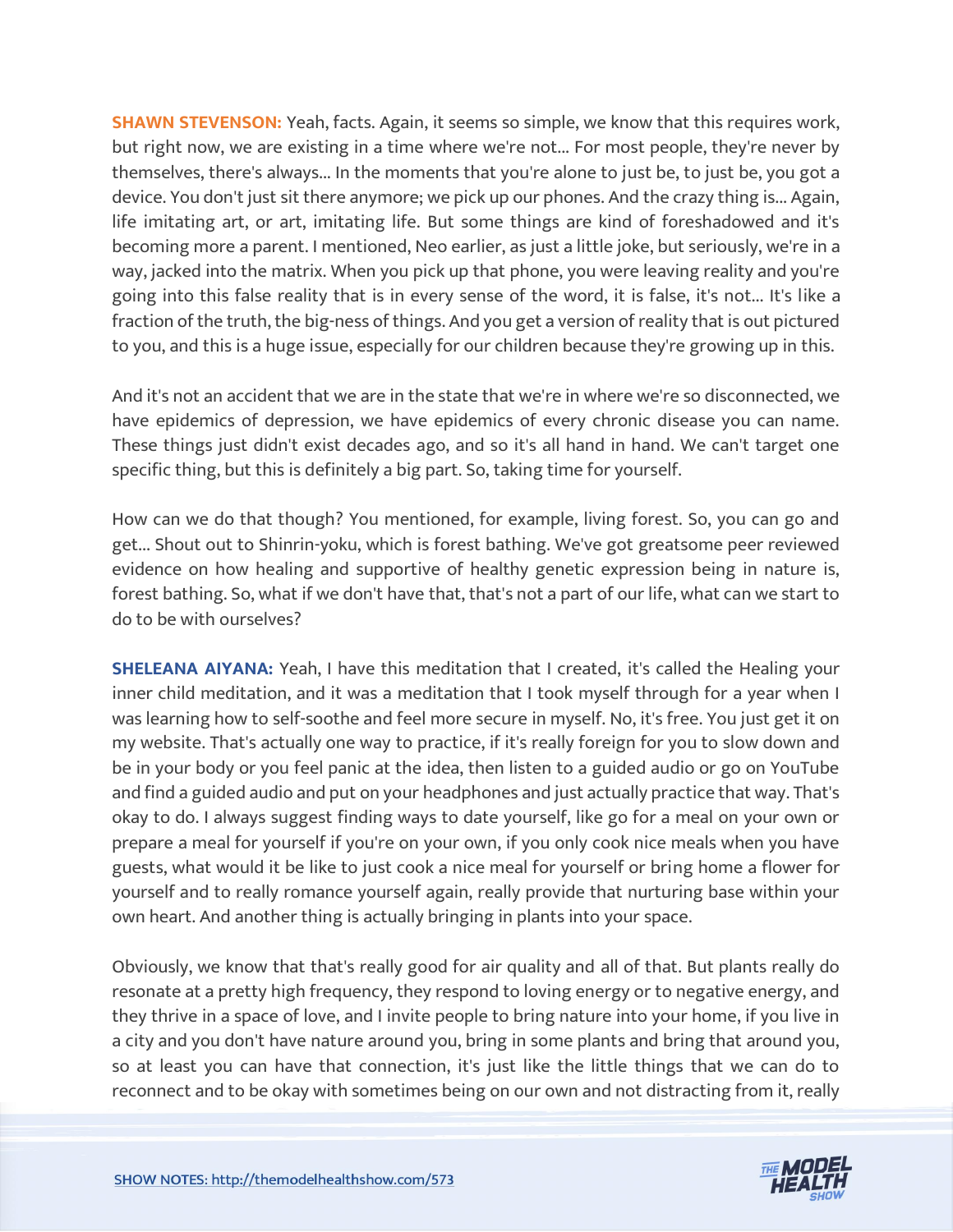**SHAWN STEVENSON:** Yeah, facts. Again, it seems so simple, we know that this requires work, but right now, we are existing in a time where we're not... For most people, they're never by themselves, there's always... In the moments that you're alone to just be, to just be, you got a device. You don't just sit there anymore; we pick up our phones. And the crazy thing is... Again, life imitating art, or art, imitating life. But some things are kind of foreshadowed and it's becoming more a parent. I mentioned, Neo earlier, as just a little joke, but seriously, we're in a way, jacked into the matrix. When you pick up that phone, you were leaving reality and you're going into this false reality that is in every sense of the word, it is false, it's not... It's like a fraction of the truth, the big-ness of things. And you get a version of reality that is out pictured to you, and this is a huge issue, especially for our children because they're growing up in this.

And it's not an accident that we are in the state that we're in where we're so disconnected, we have epidemics of depression, we have epidemics of every chronic disease you can name. These things just didn't exist decades ago, and so it's all hand in hand. We can't target one specific thing, but this is definitely a big part. So, taking time for yourself.

How can we do that though? You mentioned, for example, living forest. So, you can go and get... Shout out to Shinrin-yoku, which is forest bathing. We've got greatsome peer reviewed evidence on how healing and supportive of healthy genetic expression being in nature is, forest bathing. So, what if we don't have that, that's not a part of our life, what can we start to do to be with ourselves?

**SHELEANA AIYANA:** Yeah, I have this meditation that I created, it's called the Healing your inner child meditation, and it was a meditation that I took myself through for a year when I was learning how to self-soothe and feel more secure in myself. No, it's free. You just get it on my website. That's actually one way to practice, if it's really foreign for you to slow down and be in your body or you feel panic at the idea, then listen to a guided audio or go on YouTube and find a guided audio and put on your headphones and just actually practice that way. That's okay to do. I always suggest finding ways to date yourself, like go for a meal on your own or prepare a meal for yourself if you're on your own, if you only cook nice meals when you have guests, what would it be like to just cook a nice meal for yourself or bring home a flower for yourself and to really romance yourself again, really provide that nurturing base within your own heart. And another thing is actually bringing in plants into your space.

Obviously, we know that that's really good for air quality and all of that. But plants really do resonate at a pretty high frequency, they respond to loving energy or to negative energy, and they thrive in a space of love, and I invite people to bring nature into your home, if you live in a city and you don't have nature around you, bring in some plants and bring that around you, so at least you can have that connection, it's just like the little things that we can do to reconnect and to be okay with sometimes being on our own and not distracting from it, really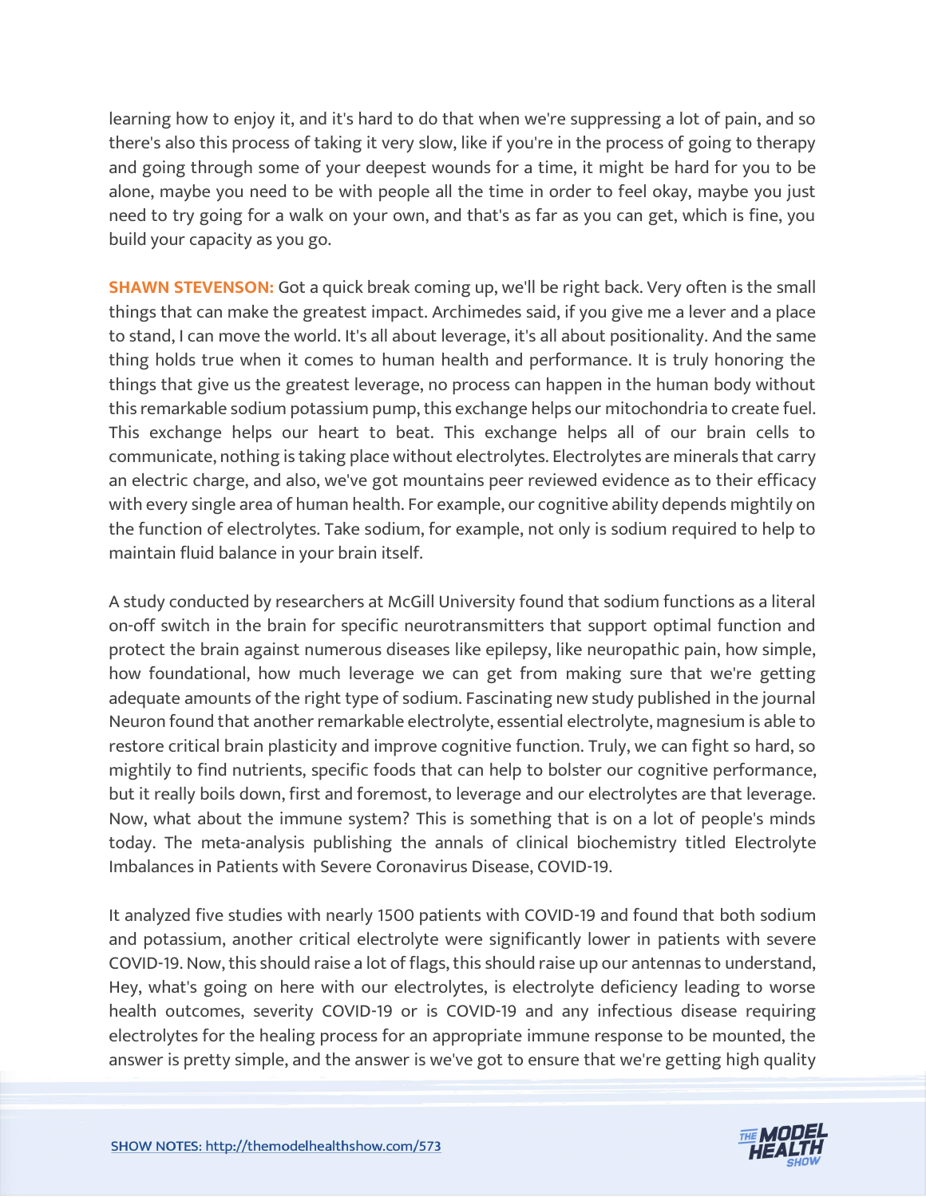learning how to enjoy it, and it's hard to do that when we're suppressing a lot of pain, and so there's also this process of taking it very slow, like if you're in the process of going to therapy and going through some of your deepest wounds for a time, it might be hard for you to be alone, maybe you need to be with people all the time in order to feel okay, maybe you just need to try going for a walk on your own, and that's as far as you can get, which is fine, you build your capacity as you go.

**SHAWN STEVENSON:** Got a quick break coming up, we'll be right back. Very often is the small things that can make the greatest impact. Archimedes said, if you give me a lever and a place to stand, I can move the world. It's all about leverage, it's all about positionality. And the same thing holds true when it comes to human health and performance. It is truly honoring the things that give us the greatest leverage, no process can happen in the human body without this remarkable sodium potassium pump, this exchange helps our mitochondria to create fuel. This exchange helps our heart to beat. This exchange helps all of our brain cells to communicate, nothing is taking place without electrolytes. Electrolytes are minerals that carry an electric charge, and also, we've got mountains peer reviewed evidence as to their efficacy with every single area of human health. For example, our cognitive ability depends mightily on the function of electrolytes. Take sodium, for example, not only is sodium required to help to maintain fluid balance in your brain itself.

A study conducted by researchers at McGill University found that sodium functions as a literal on-off switch in the brain for specific neurotransmitters that support optimal function and protect the brain against numerous diseases like epilepsy, like neuropathic pain, how simple, how foundational, how much leverage we can get from making sure that we're getting adequate amounts of the right type of sodium. Fascinating new study published in the journal Neuron found that another remarkable electrolyte, essential electrolyte, magnesium is able to restore critical brain plasticity and improve cognitive function. Truly, we can fight so hard, so mightily to find nutrients, specific foods that can help to bolster our cognitive performance, but it really boils down, first and foremost, to leverage and our electrolytes are that leverage. Now, what about the immune system? This is something that is on a lot of people's minds today. The meta-analysis publishing the annals of clinical biochemistry titled Electrolyte Imbalances in Patients with Severe Coronavirus Disease, COVID-19.

It analyzed five studies with nearly 1500 patients with COVID-19 and found that both sodium and potassium, another critical electrolyte were significantly lower in patients with severe COVID-19. Now, this should raise a lot of flags, this should raise up our antennas to understand, Hey, what's going on here with our electrolytes, is electrolyte deficiency leading to worse health outcomes, severity COVID-19 or is COVID-19 and any infectious disease requiring electrolytes for the healing process for an appropriate immune response to be mounted, the answer is pretty simple, and the answer is we've got to ensure that we're getting high quality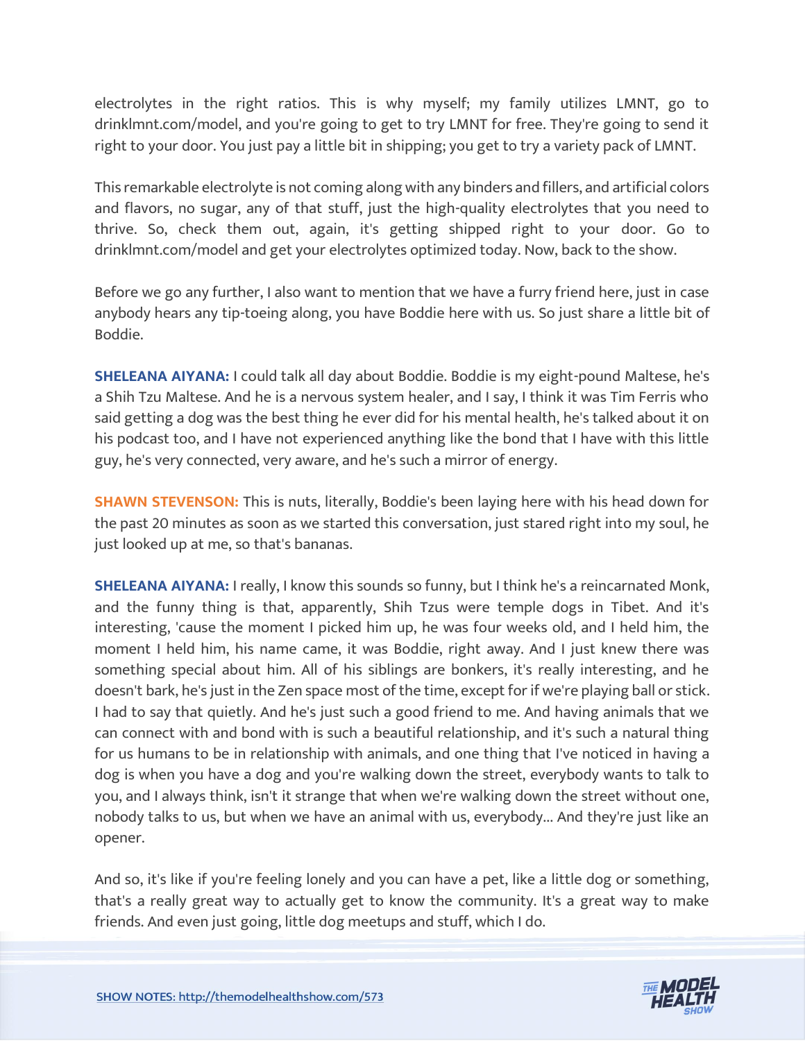electrolytes in the right ratios. This is why myself; my family utilizes LMNT, go to drinklmnt.com/model, and you're going to get to try LMNT for free. They're going to send it right to your door. You just pay a little bit in shipping; you get to try a variety pack of LMNT.

This remarkable electrolyte is not coming along with any binders and fillers, and artificial colors and flavors, no sugar, any of that stuff, just the high-quality electrolytes that you need to thrive. So, check them out, again, it's getting shipped right to your door. Go to drinklmnt.com/model and get your electrolytes optimized today. Now, back to the show.

Before we go any further, I also want to mention that we have a furry friend here, just in case anybody hears any tip-toeing along, you have Boddie here with us. So just share a little bit of Boddie.

**SHELEANA AIYANA:** I could talk all day about Boddie. Boddie is my eight-pound Maltese, he's a Shih Tzu Maltese. And he is a nervous system healer, and I say, I think it was Tim Ferris who said getting a dog was the best thing he ever did for his mental health, he's talked about it on his podcast too, and I have not experienced anything like the bond that I have with this little guy, he's very connected, very aware, and he's such a mirror of energy.

**SHAWN STEVENSON:** This is nuts, literally, Boddie's been laying here with his head down for the past 20 minutes as soon as we started this conversation, just stared right into my soul, he just looked up at me, so that's bananas.

**SHELEANA AIYANA:** I really, I know this sounds so funny, but I think he's a reincarnated Monk, and the funny thing is that, apparently, Shih Tzus were temple dogs in Tibet. And it's interesting, 'cause the moment I picked him up, he was four weeks old, and I held him, the moment I held him, his name came, it was Boddie, right away. And I just knew there was something special about him. All of his siblings are bonkers, it's really interesting, and he doesn't bark, he's just in the Zen space most of the time, except for if we're playing ball or stick. I had to say that quietly. And he's just such a good friend to me. And having animals that we can connect with and bond with is such a beautiful relationship, and it's such a natural thing for us humans to be in relationship with animals, and one thing that I've noticed in having a dog is when you have a dog and you're walking down the street, everybody wants to talk to you, and I always think, isn't it strange that when we're walking down the street without one, nobody talks to us, but when we have an animal with us, everybody... And they're just like an opener.

And so, it's like if you're feeling lonely and you can have a pet, like a little dog or something, that's a really great way to actually get to know the community. It's a great way to make friends. And even just going, little dog meetups and stuff, which I do.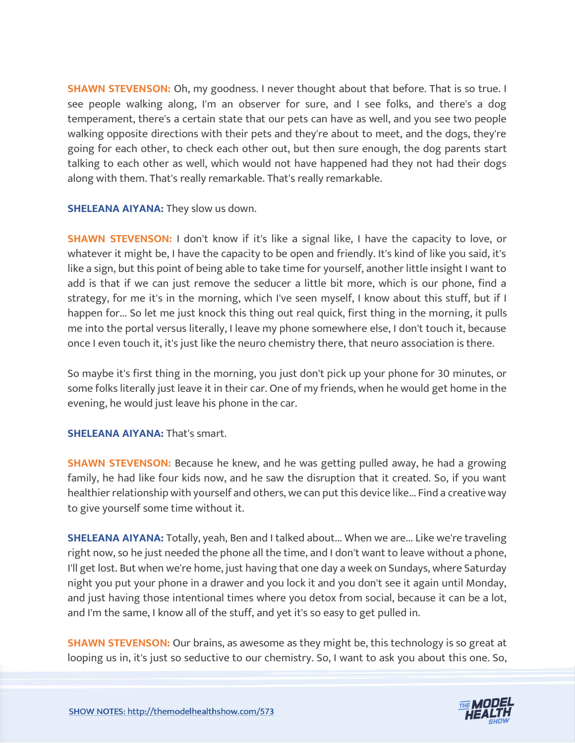**SHAWN STEVENSON:** Oh, my goodness. I never thought about that before. That is so true. I see people walking along, I'm an observer for sure, and I see folks, and there's a dog temperament, there's a certain state that our pets can have as well, and you see two people walking opposite directions with their pets and they're about to meet, and the dogs, they're going for each other, to check each other out, but then sure enough, the dog parents start talking to each other as well, which would not have happened had they not had their dogs along with them. That's really remarkable. That's really remarkable.

**SHELEANA AIYANA:** They slow us down.

**SHAWN STEVENSON:** I don't know if it's like a signal like, I have the capacity to love, or whatever it might be, I have the capacity to be open and friendly. It's kind of like you said, it's like a sign, but this point of being able to take time for yourself, another little insight I want to add is that if we can just remove the seducer a little bit more, which is our phone, find a strategy, for me it's in the morning, which I've seen myself, I know about this stuff, but if I happen for... So let me just knock this thing out real quick, first thing in the morning, it pulls me into the portal versus literally, I leave my phone somewhere else, I don't touch it, because once I even touch it, it's just like the neuro chemistry there, that neuro association is there.

So maybe it's first thing in the morning, you just don't pick up your phone for 30 minutes, or some folks literally just leave it in their car. One of my friends, when he would get home in the evening, he would just leave his phone in the car.

**SHELEANA AIYANA:** That's smart.

**SHAWN STEVENSON:** Because he knew, and he was getting pulled away, he had a growing family, he had like four kids now, and he saw the disruption that it created. So, if you want healthier relationship with yourself and others, we can put this device like... Find a creative way to give yourself some time without it.

**SHELEANA AIYANA:** Totally, yeah, Ben and I talked about... When we are... Like we're traveling right now, so he just needed the phone all the time, and I don't want to leave without a phone, I'll get lost. But when we're home, just having that one day a week on Sundays, where Saturday night you put your phone in a drawer and you lock it and you don't see it again until Monday, and just having those intentional times where you detox from social, because it can be a lot, and I'm the same, I know all of the stuff, and yet it's so easy to get pulled in.

**SHAWN STEVENSON:** Our brains, as awesome as they might be, this technology is so great at looping us in, it's just so seductive to our chemistry. So, I want to ask you about this one. So,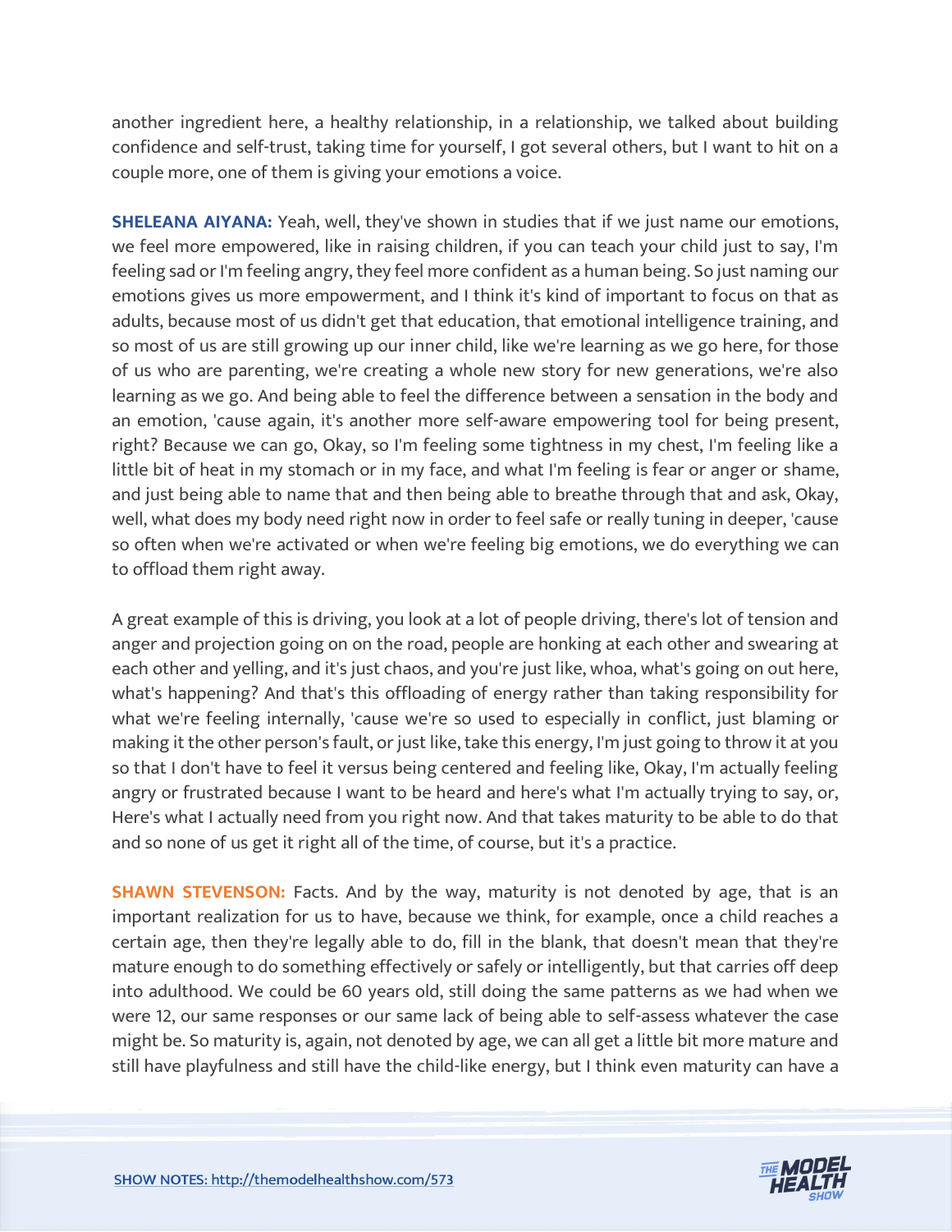another ingredient here, a healthy relationship, in a relationship, we talked about building confidence and self-trust, taking time for yourself, I got several others, but I want to hit on a couple more, one of them is giving your emotions a voice.

**SHELEANA AIYANA:** Yeah, well, they've shown in studies that if we just name our emotions, we feel more empowered, like in raising children, if you can teach your child just to say, I'm feeling sad or I'm feeling angry, they feel more confident as a human being. So just naming our emotions gives us more empowerment, and I think it's kind of important to focus on that as adults, because most of us didn't get that education, that emotional intelligence training, and so most of us are still growing up our inner child, like we're learning as we go here, for those of us who are parenting, we're creating a whole new story for new generations, we're also learning as we go. And being able to feel the difference between a sensation in the body and an emotion, 'cause again, it's another more self-aware empowering tool for being present, right? Because we can go, Okay, so I'm feeling some tightness in my chest, I'm feeling like a little bit of heat in my stomach or in my face, and what I'm feeling is fear or anger or shame, and just being able to name that and then being able to breathe through that and ask, Okay, well, what does my body need right now in order to feel safe or really tuning in deeper, 'cause so often when we're activated or when we're feeling big emotions, we do everything we can to offload them right away.

A great example of this is driving, you look at a lot of people driving, there's lot of tension and anger and projection going on on the road, people are honking at each other and swearing at each other and yelling, and it's just chaos, and you're just like, whoa, what's going on out here, what's happening? And that's this offloading of energy rather than taking responsibility for what we're feeling internally, 'cause we're so used to especially in conflict, just blaming or making it the other person's fault, or just like, take this energy, I'm just going to throw it at you so that I don't have to feel it versus being centered and feeling like, Okay, I'm actually feeling angry or frustrated because I want to be heard and here's what I'm actually trying to say, or, Here's what I actually need from you right now. And that takes maturity to be able to do that and so none of us get it right all of the time, of course, but it's a practice.

**SHAWN STEVENSON:** Facts. And by the way, maturity is not denoted by age, that is an important realization for us to have, because we think, for example, once a child reaches a certain age, then they're legally able to do, fill in the blank, that doesn't mean that they're mature enough to do something effectively or safely or intelligently, but that carries off deep into adulthood. We could be 60 years old, still doing the same patterns as we had when we were 12, our same responses or our same lack of being able to self-assess whatever the case might be. So maturity is, again, not denoted by age, we can all get a little bit more mature and still have playfulness and still have the child-like energy, but I think even maturity can have a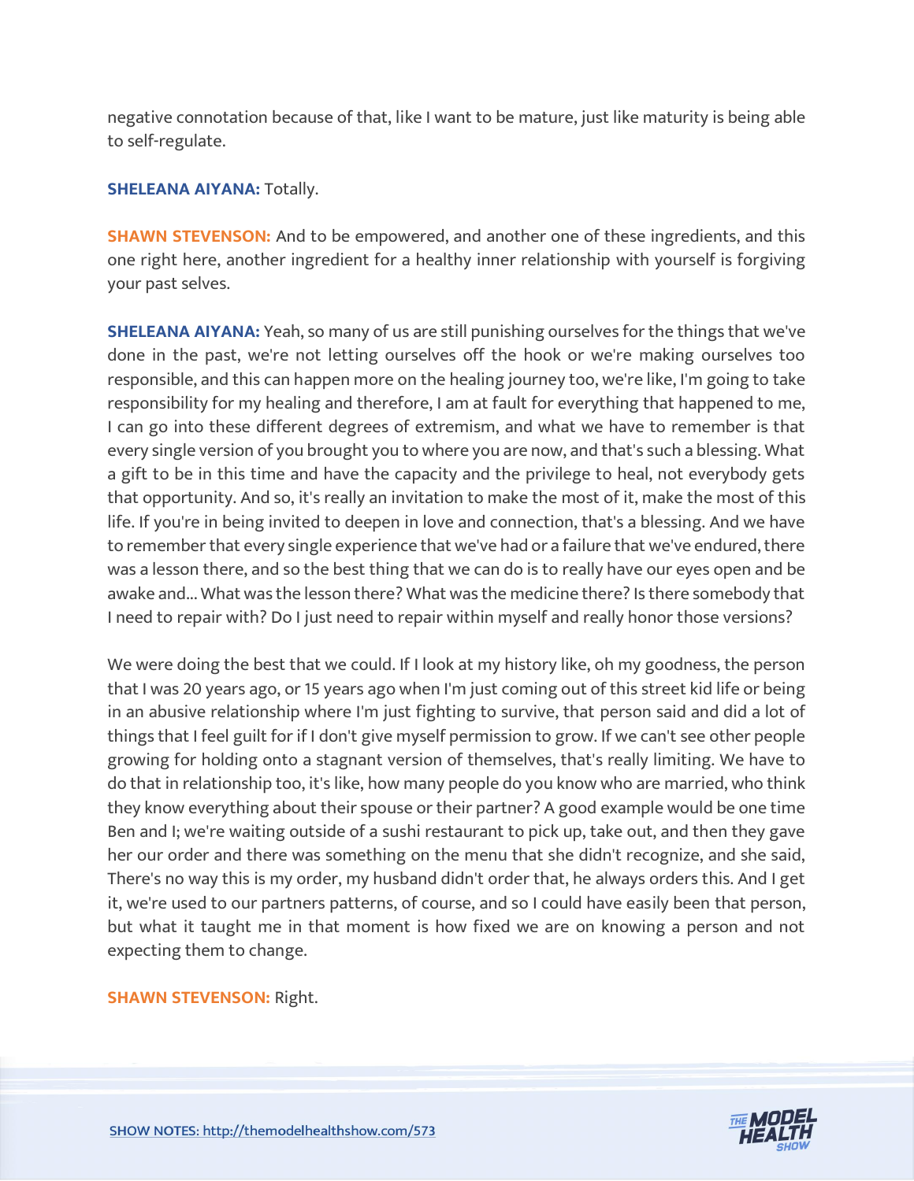negative connotation because of that, like I want to be mature, just like maturity is being able to self-regulate.

**SHELEANA AIYANA:** Totally.

**SHAWN STEVENSON:** And to be empowered, and another one of these ingredients, and this one right here, another ingredient for a healthy inner relationship with yourself is forgiving your past selves.

**SHELEANA AIYANA:** Yeah, so many of us are still punishing ourselves for the things that we've done in the past, we're not letting ourselves off the hook or we're making ourselves too responsible, and this can happen more on the healing journey too, we're like, I'm going to take responsibility for my healing and therefore, I am at fault for everything that happened to me, I can go into these different degrees of extremism, and what we have to remember is that every single version of you brought you to where you are now, and that's such a blessing. What a gift to be in this time and have the capacity and the privilege to heal, not everybody gets that opportunity. And so, it's really an invitation to make the most of it, make the most of this life. If you're in being invited to deepen in love and connection, that's a blessing. And we have to remember that every single experience that we've had or a failure that we've endured, there was a lesson there, and so the best thing that we can do is to really have our eyes open and be awake and... What was the lesson there? What was the medicine there? Is there somebody that I need to repair with? Do I just need to repair within myself and really honor those versions?

We were doing the best that we could. If I look at my history like, oh my goodness, the person that I was 20 years ago, or 15 years ago when I'm just coming out of this street kid life or being in an abusive relationship where I'm just fighting to survive, that person said and did a lot of things that I feel guilt for if I don't give myself permission to grow. If we can't see other people growing for holding onto a stagnant version of themselves, that's really limiting. We have to do that in relationship too, it's like, how many people do you know who are married, who think they know everything about their spouse or their partner? A good example would be one time Ben and I; we're waiting outside of a sushi restaurant to pick up, take out, and then they gave her our order and there was something on the menu that she didn't recognize, and she said, There's no way this is my order, my husband didn't order that, he always orders this. And I get it, we're used to our partners patterns, of course, and so I could have easily been that person, but what it taught me in that moment is how fixed we are on knowing a person and not expecting them to change.

**SHAWN STEVENSON:** Right.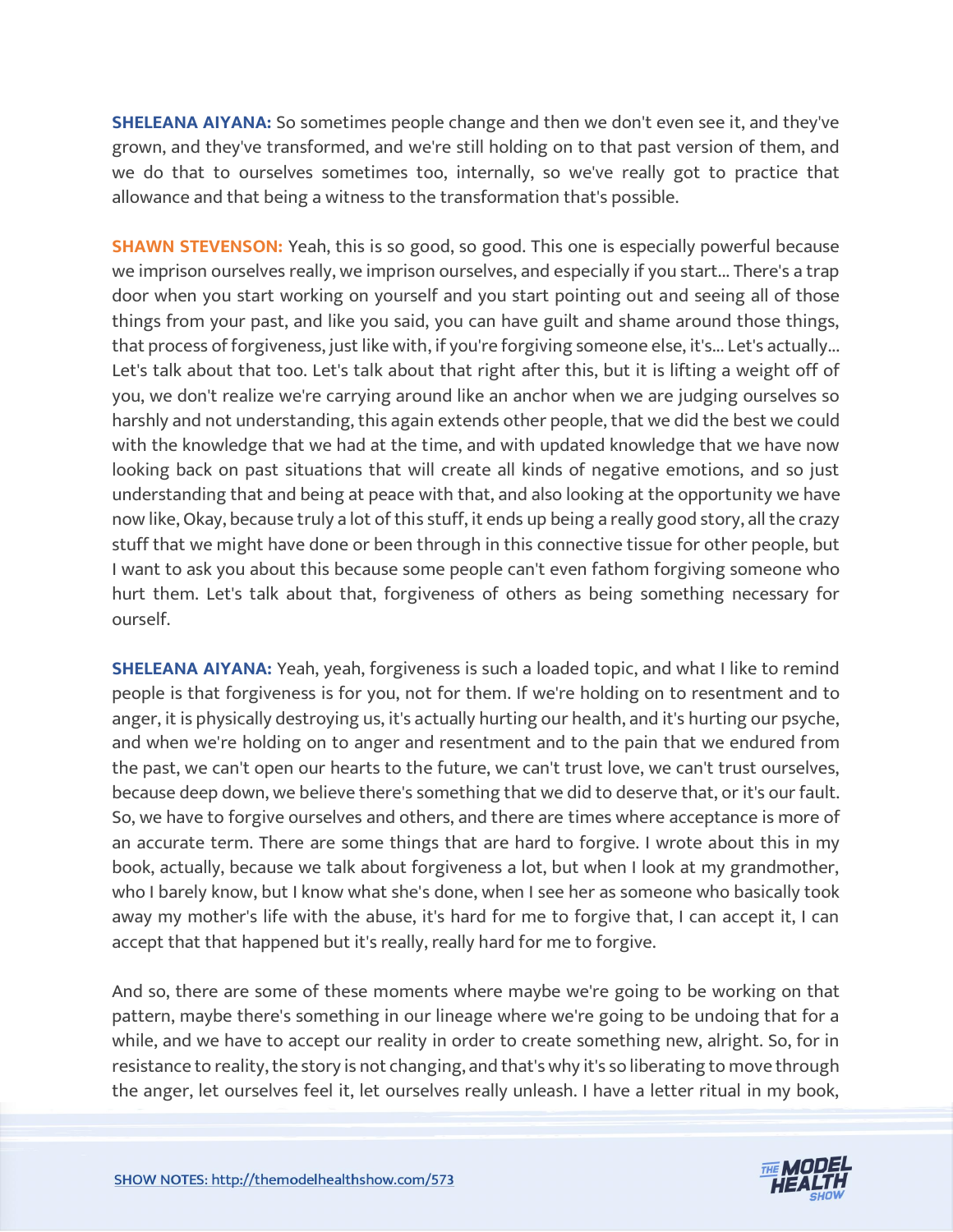**SHELEANA AIYANA:** So sometimes people change and then we don't even see it, and they've grown, and they've transformed, and we're still holding on to that past version of them, and we do that to ourselves sometimes too, internally, so we've really got to practice that allowance and that being a witness to the transformation that's possible.

**SHAWN STEVENSON:** Yeah, this is so good, so good. This one is especially powerful because we imprison ourselves really, we imprison ourselves, and especially if you start... There's a trap door when you start working on yourself and you start pointing out and seeing all of those things from your past, and like you said, you can have guilt and shame around those things, that process of forgiveness, just like with, if you're forgiving someone else, it's... Let's actually... Let's talk about that too. Let's talk about that right after this, but it is lifting a weight off of you, we don't realize we're carrying around like an anchor when we are judging ourselves so harshly and not understanding, this again extends other people, that we did the best we could with the knowledge that we had at the time, and with updated knowledge that we have now looking back on past situations that will create all kinds of negative emotions, and so just understanding that and being at peace with that, and also looking at the opportunity we have now like, Okay, because truly a lot of this stuff, it ends up being a really good story, all the crazy stuff that we might have done or been through in this connective tissue for other people, but I want to ask you about this because some people can't even fathom forgiving someone who hurt them. Let's talk about that, forgiveness of others as being something necessary for ourself.

**SHELEANA AIYANA:** Yeah, yeah, forgiveness is such a loaded topic, and what I like to remind people is that forgiveness is for you, not for them. If we're holding on to resentment and to anger, it is physically destroying us, it's actually hurting our health, and it's hurting our psyche, and when we're holding on to anger and resentment and to the pain that we endured from the past, we can't open our hearts to the future, we can't trust love, we can't trust ourselves, because deep down, we believe there's something that we did to deserve that, or it's our fault. So, we have to forgive ourselves and others, and there are times where acceptance is more of an accurate term. There are some things that are hard to forgive. I wrote about this in my book, actually, because we talk about forgiveness a lot, but when I look at my grandmother, who I barely know, but I know what she's done, when I see her as someone who basically took away my mother's life with the abuse, it's hard for me to forgive that, I can accept it, I can accept that that happened but it's really, really hard for me to forgive.

And so, there are some of these moments where maybe we're going to be working on that pattern, maybe there's something in our lineage where we're going to be undoing that for a while, and we have to accept our reality in order to create something new, alright. So, for in resistance to reality, the story is not changing, and that's why it's so liberating to move through the anger, let ourselves feel it, let ourselves really unleash. I have a letter ritual in my book,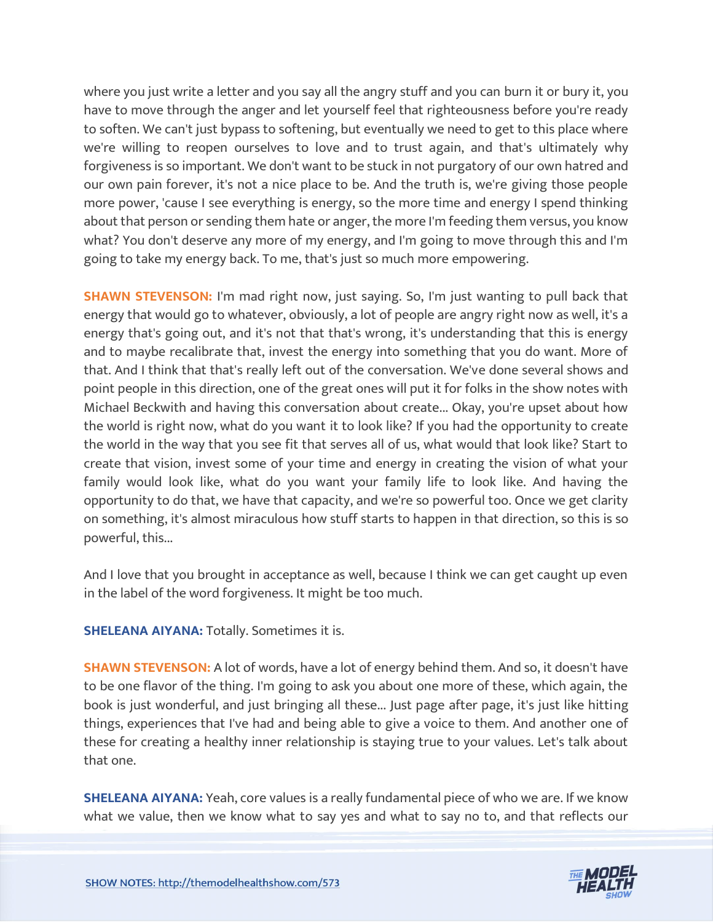where you just write a letter and you say all the angry stuff and you can burn it or bury it, you have to move through the anger and let yourself feel that righteousness before you're ready to soften. We can't just bypass to softening, but eventually we need to get to this place where we're willing to reopen ourselves to love and to trust again, and that's ultimately why forgiveness is so important. We don't want to be stuck in not purgatory of our own hatred and our own pain forever, it's not a nice place to be. And the truth is, we're giving those people more power, 'cause I see everything is energy, so the more time and energy I spend thinking about that person or sending them hate or anger, the more I'm feeding them versus, you know what? You don't deserve any more of my energy, and I'm going to move through this and I'm going to take my energy back. To me, that's just so much more empowering.

**SHAWN STEVENSON:** I'm mad right now, just saying. So, I'm just wanting to pull back that energy that would go to whatever, obviously, a lot of people are angry right now as well, it's a energy that's going out, and it's not that that's wrong, it's understanding that this is energy and to maybe recalibrate that, invest the energy into something that you do want. More of that. And I think that that's really left out of the conversation. We've done several shows and point people in this direction, one of the great ones will put it for folks in the show notes with Michael Beckwith and having this conversation about create... Okay, you're upset about how the world is right now, what do you want it to look like? If you had the opportunity to create the world in the way that you see fit that serves all of us, what would that look like? Start to create that vision, invest some of your time and energy in creating the vision of what your family would look like, what do you want your family life to look like. And having the opportunity to do that, we have that capacity, and we're so powerful too. Once we get clarity on something, it's almost miraculous how stuff starts to happen in that direction, so this is so powerful, this...

And I love that you brought in acceptance as well, because I think we can get caught up even in the label of the word forgiveness. It might be too much.

**SHELEANA AIYANA:** Totally. Sometimes it is.

**SHAWN STEVENSON:** A lot of words, have a lot of energy behind them. And so, it doesn't have to be one flavor of the thing. I'm going to ask you about one more of these, which again, the book is just wonderful, and just bringing all these... Just page after page, it's just like hitting things, experiences that I've had and being able to give a voice to them. And another one of these for creating a healthy inner relationship is staying true to your values. Let's talk about that one.

**SHELEANA AIYANA:** Yeah, core values is a really fundamental piece of who we are. If we know what we value, then we know what to say yes and what to say no to, and that reflects our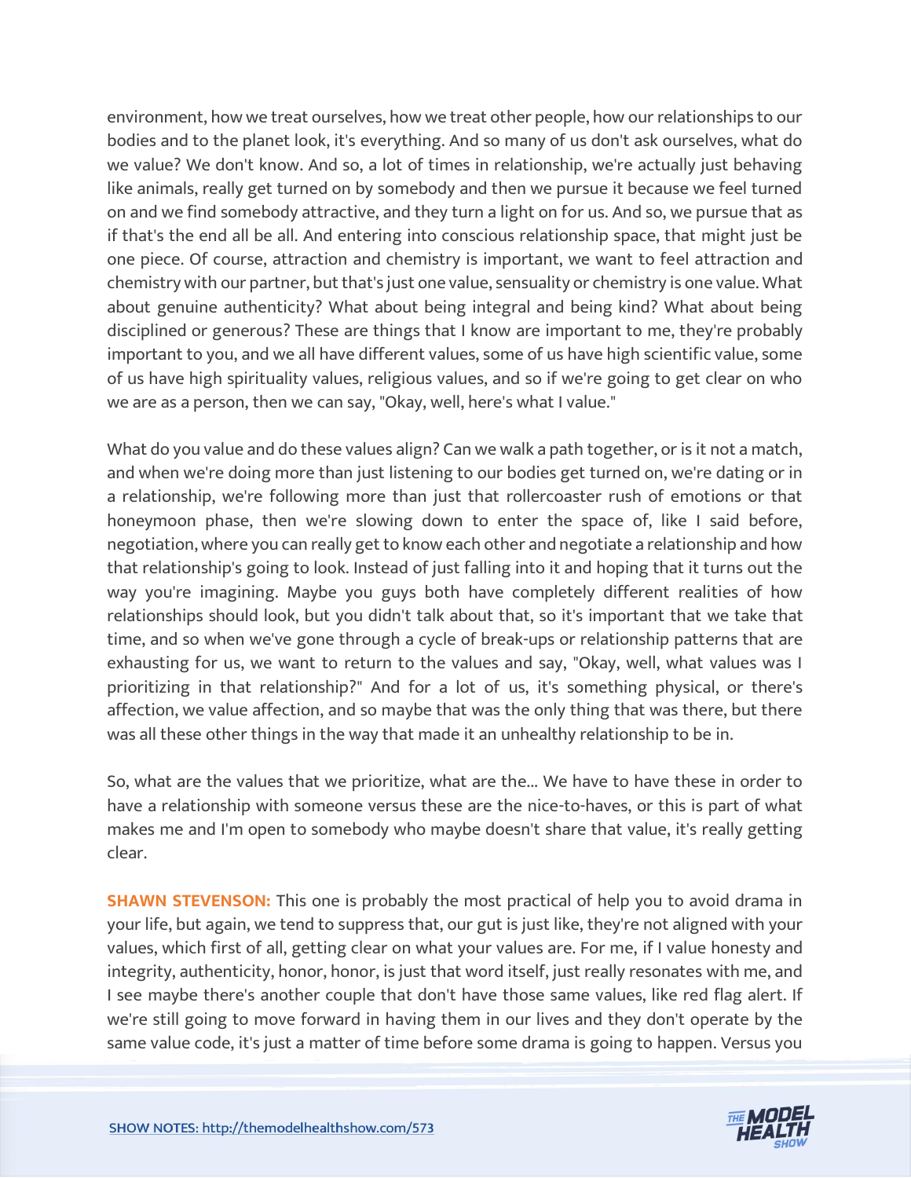environment, how we treat ourselves, how we treat other people, how our relationships to our bodies and to the planet look, it's everything. And so many of us don't ask ourselves, what do we value? We don't know. And so, a lot of times in relationship, we're actually just behaving like animals, really get turned on by somebody and then we pursue it because we feel turned on and we find somebody attractive, and they turn a light on for us. And so, we pursue that as if that's the end all be all. And entering into conscious relationship space, that might just be one piece. Of course, attraction and chemistry is important, we want to feel attraction and chemistry with our partner, but that's just one value, sensuality or chemistry is one value. What about genuine authenticity? What about being integral and being kind? What about being disciplined or generous? These are things that I know are important to me, they're probably important to you, and we all have different values, some of us have high scientific value, some of us have high spirituality values, religious values, and so if we're going to get clear on who we are as a person, then we can say, "Okay, well, here's what I value."

What do you value and do these values align? Can we walk a path together, or is it not a match, and when we're doing more than just listening to our bodies get turned on, we're dating or in a relationship, we're following more than just that rollercoaster rush of emotions or that honeymoon phase, then we're slowing down to enter the space of, like I said before, negotiation, where you can really get to know each other and negotiate a relationship and how that relationship's going to look. Instead of just falling into it and hoping that it turns out the way you're imagining. Maybe you guys both have completely different realities of how relationships should look, but you didn't talk about that, so it's important that we take that time, and so when we've gone through a cycle of break-ups or relationship patterns that are exhausting for us, we want to return to the values and say, "Okay, well, what values was I prioritizing in that relationship?" And for a lot of us, it's something physical, or there's affection, we value affection, and so maybe that was the only thing that was there, but there was all these other things in the way that made it an unhealthy relationship to be in.

So, what are the values that we prioritize, what are the... We have to have these in order to have a relationship with someone versus these are the nice-to-haves, or this is part of what makes me and I'm open to somebody who maybe doesn't share that value, it's really getting clear.

**SHAWN STEVENSON:** This one is probably the most practical of help you to avoid drama in your life, but again, we tend to suppress that, our gut is just like, they're not aligned with your values, which first of all, getting clear on what your values are. For me, if I value honesty and integrity, authenticity, honor, honor, is just that word itself, just really resonates with me, and I see maybe there's another couple that don't have those same values, like red flag alert. If we're still going to move forward in having them in our lives and they don't operate by the same value code, it's just a matter of time before some drama is going to happen. Versus you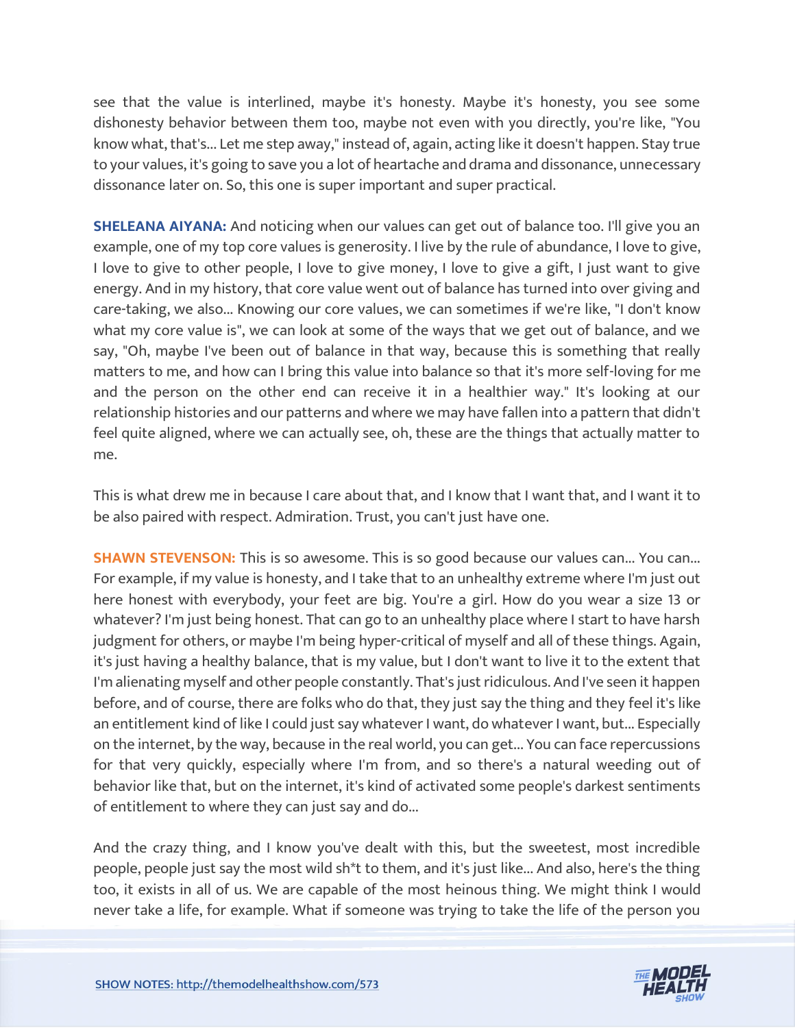see that the value is interlined, maybe it's honesty. Maybe it's honesty, you see some dishonesty behavior between them too, maybe not even with you directly, you're like, "You know what, that's... Let me step away," instead of, again, acting like it doesn't happen. Stay true to your values, it's going to save you a lot of heartache and drama and dissonance, unnecessary dissonance later on. So, this one is super important and super practical.

**SHELEANA AIYANA:** And noticing when our values can get out of balance too. I'll give you an example, one of my top core values is generosity. I live by the rule of abundance, I love to give, I love to give to other people, I love to give money, I love to give a gift, I just want to give energy. And in my history, that core value went out of balance has turned into over giving and care-taking, we also... Knowing our core values, we can sometimes if we're like, "I don't know what my core value is", we can look at some of the ways that we get out of balance, and we say, "Oh, maybe I've been out of balance in that way, because this is something that really matters to me, and how can I bring this value into balance so that it's more self-loving for me and the person on the other end can receive it in a healthier way." It's looking at our relationship histories and our patterns and where we may have fallen into a pattern that didn't feel quite aligned, where we can actually see, oh, these are the things that actually matter to me.

This is what drew me in because I care about that, and I know that I want that, and I want it to be also paired with respect. Admiration. Trust, you can't just have one.

**SHAWN STEVENSON:** This is so awesome. This is so good because our values can... You can... For example, if my value is honesty, and I take that to an unhealthy extreme where I'm just out here honest with everybody, your feet are big. You're a girl. How do you wear a size 13 or whatever? I'm just being honest. That can go to an unhealthy place where I start to have harsh judgment for others, or maybe I'm being hyper-critical of myself and all of these things. Again, it's just having a healthy balance, that is my value, but I don't want to live it to the extent that I'm alienating myself and other people constantly. That's just ridiculous. And I've seen it happen before, and of course, there are folks who do that, they just say the thing and they feel it's like an entitlement kind of like I could just say whatever I want, do whatever I want, but... Especially on the internet, by the way, because in the real world, you can get... You can face repercussions for that very quickly, especially where I'm from, and so there's a natural weeding out of behavior like that, but on the internet, it's kind of activated some people's darkest sentiments of entitlement to where they can just say and do...

And the crazy thing, and I know you've dealt with this, but the sweetest, most incredible people, people just say the most wild sh*t to them, and it's just like... And also, here's the thing too, it exists in all of us. We are capable of the most heinous thing. We might think I would never take a life, for example. What if someone was trying to take the life of the person you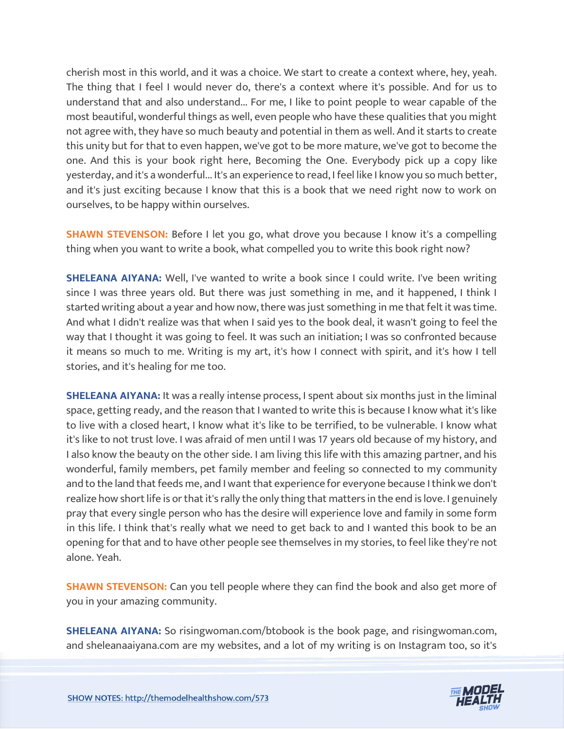cherish most in this world, and it was a choice. We start to create a context where, hey, yeah. The thing that I feel I would never do, there's a context where it's possible. And for us to understand that and also understand... For me, I like to point people to wear capable of the most beautiful, wonderful things as well, even people who have these qualities that you might not agree with, they have so much beauty and potential in them as well. And it starts to create this unity but for that to even happen, we've got to be more mature, we've got to become the one. And this is your book right here, Becoming the One. Everybody pick up a copy like yesterday, and it's a wonderful... It's an experience to read, I feel like I know you so much better, and it's just exciting because I know that this is a book that we need right now to work on ourselves, to be happy within ourselves.

**SHAWN STEVENSON:** Before I let you go, what drove you because I know it's a compelling thing when you want to write a book, what compelled you to write this book right now?

**SHELEANA AIYANA:** Well, I've wanted to write a book since I could write. I've been writing since I was three years old. But there was just something in me, and it happened, I think I started writing about a year and how now, there was just something in me that felt it was time. And what I didn't realize was that when I said yes to the book deal, it wasn't going to feel the way that I thought it was going to feel. It was such an initiation; I was so confronted because it means so much to me. Writing is my art, it's how I connect with spirit, and it's how I tell stories, and it's healing for me too.

**SHELEANA AIYANA:** It was a really intense process, I spent about six months just in the liminal space, getting ready, and the reason that I wanted to write this is because I know what it's like to live with a closed heart, I know what it's like to be terrified, to be vulnerable. I know what it's like to not trust love. I was afraid of men until I was 17 years old because of my history, and I also know the beauty on the other side. I am living this life with this amazing partner, and his wonderful, family members, pet family member and feeling so connected to my community and to the land that feeds me, and I want that experience for everyone because I think we don't realize how short life is or that it's rally the only thing that matters in the end is love. I genuinely pray that every single person who has the desire will experience love and family in some form in this life. I think that's really what we need to get back to and I wanted this book to be an opening for that and to have other people see themselves in my stories, to feel like they're not alone. Yeah.

**SHAWN STEVENSON:** Can you tell people where they can find the book and also get more of you in your amazing community.

**SHELEANA AIYANA:** So risingwoman.com/btobook is the book page, and risingwoman.com, and sheleanaaiyana.com are my websites, and a lot of my writing is on Instagram too, so it's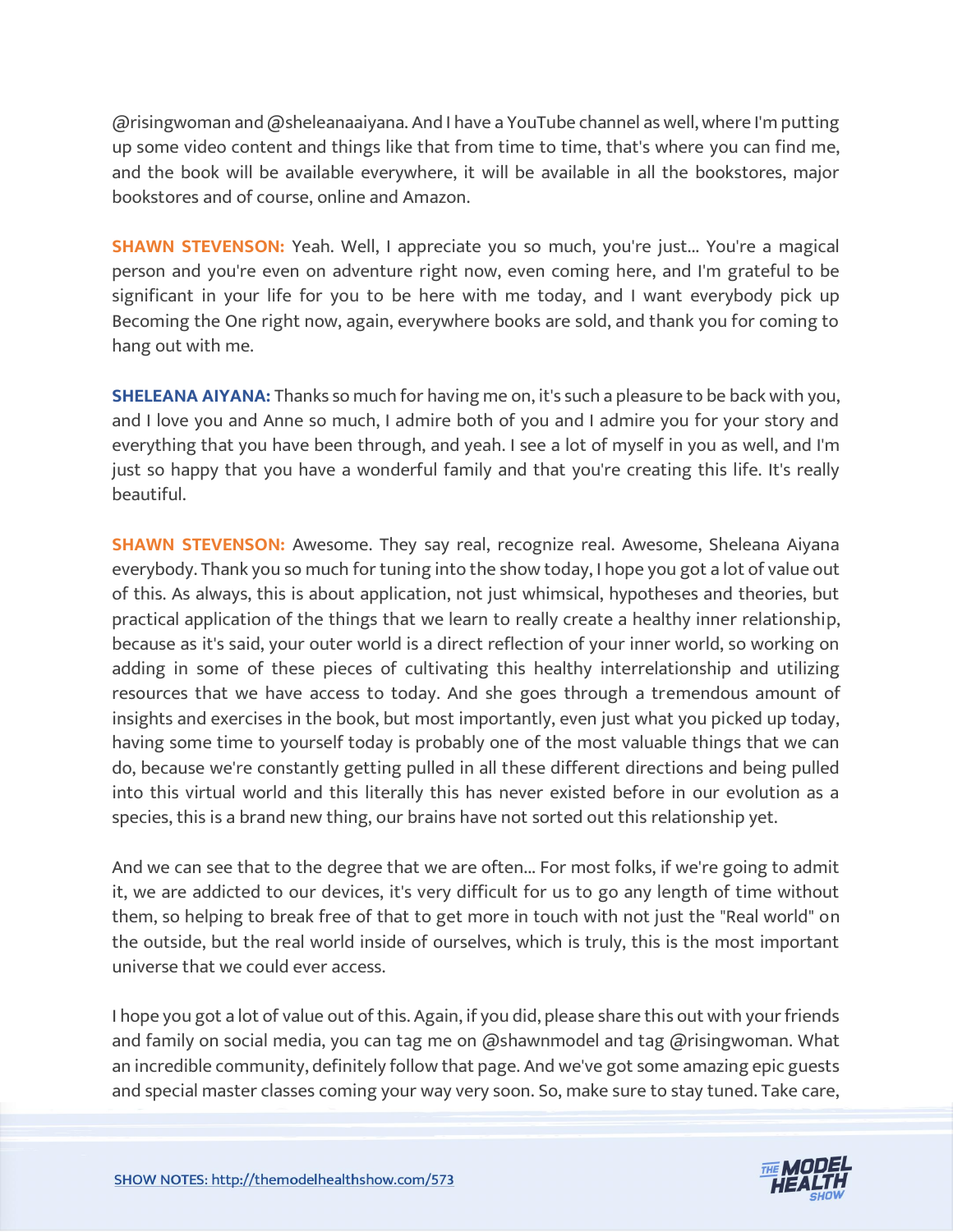@risingwoman and @sheleanaaiyana. And I have a YouTube channel as well, where I'm putting up some video content and things like that from time to time, that's where you can find me, and the book will be available everywhere, it will be available in all the bookstores, major bookstores and of course, online and Amazon.

**SHAWN STEVENSON:** Yeah. Well, I appreciate you so much, you're just... You're a magical person and you're even on adventure right now, even coming here, and I'm grateful to be significant in your life for you to be here with me today, and I want everybody pick up Becoming the One right now, again, everywhere books are sold, and thank you for coming to hang out with me.

**SHELEANA AIYANA:** Thanks so much for having me on, it's such a pleasure to be back with you, and I love you and Anne so much, I admire both of you and I admire you for your story and everything that you have been through, and yeah. I see a lot of myself in you as well, and I'm just so happy that you have a wonderful family and that you're creating this life. It's really beautiful.

**SHAWN STEVENSON:** Awesome. They say real, recognize real. Awesome, Sheleana Aiyana everybody. Thank you so much for tuning into the show today, I hope you got a lot of value out of this. As always, this is about application, not just whimsical, hypotheses and theories, but practical application of the things that we learn to really create a healthy inner relationship, because as it's said, your outer world is a direct reflection of your inner world, so working on adding in some of these pieces of cultivating this healthy interrelationship and utilizing resources that we have access to today. And she goes through a tremendous amount of insights and exercises in the book, but most importantly, even just what you picked up today, having some time to yourself today is probably one of the most valuable things that we can do, because we're constantly getting pulled in all these different directions and being pulled into this virtual world and this literally this has never existed before in our evolution as a species, this is a brand new thing, our brains have not sorted out this relationship yet.

And we can see that to the degree that we are often... For most folks, if we're going to admit it, we are addicted to our devices, it's very difficult for us to go any length of time without them, so helping to break free of that to get more in touch with not just the "Real world" on the outside, but the real world inside of ourselves, which is truly, this is the most important universe that we could ever access.

I hope you got a lot of value out of this. Again, if you did, please share this out with your friends and family on social media, you can tag me on @shawnmodel and tag @risingwoman. What an incredible community, definitely follow that page. And we've got some amazing epic guests and special master classes coming your way very soon. So, make sure to stay tuned. Take care,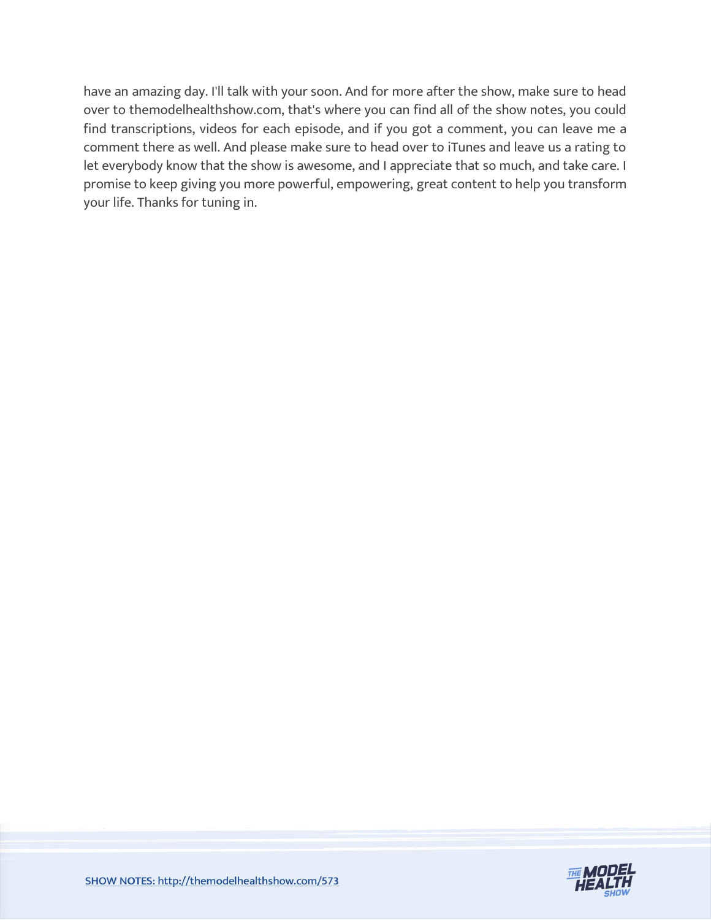have an amazing day. I'll talk with your soon. And for more after the show, make sure to head over to themodelhealthshow.com, that's where you can find all of the show notes, you could find transcriptions, videos for each episode, and if you got a comment, you can leave me a comment there as well. And please make sure to head over to iTunes and leave us a rating to let everybody know that the show is awesome, and I appreciate that so much, and take care. I promise to keep giving you more powerful, empowering, great content to help you transform your life. Thanks for tuning in.